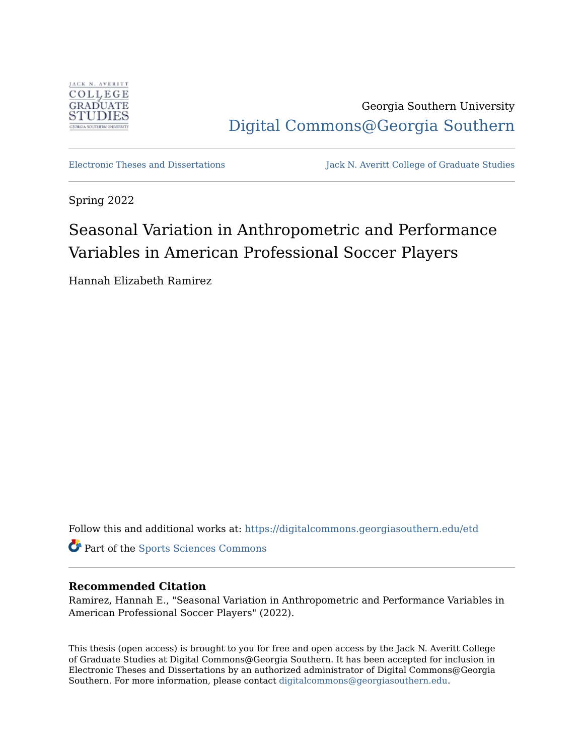Georgia Southern University

Digital Commons@Georgia Southern

Electronic Theses and Dissertations

Jack N. Averitt College of Graduate Studies

Spring 2022

# Seasonal Variation in Anthropometric and Performance Variables in American Professional Soccer Players

Hannah Elizabeth Ramirez

Follow this and additional works at: https://digitalcommons.georgiasouthern.edu/etd

Part of the Sports Sciences Commons

**Recommended Citation**

Ramirez, Hannah E., "Seasonal Variation in Anthropometric and Performance Variables in American Professional Soccer Players" (2022).

This thesis (open access) is brought to you for free and open access by the Jack N. Averitt College of Graduate Studies at Digital Commons@Georgia Southern. It has been accepted for inclusion in Electronic Theses and Dissertations by an authorized administrator of Digital Commons@Georgia Southern. For more information, please contact digitalcommons@georgiasouthern.edu.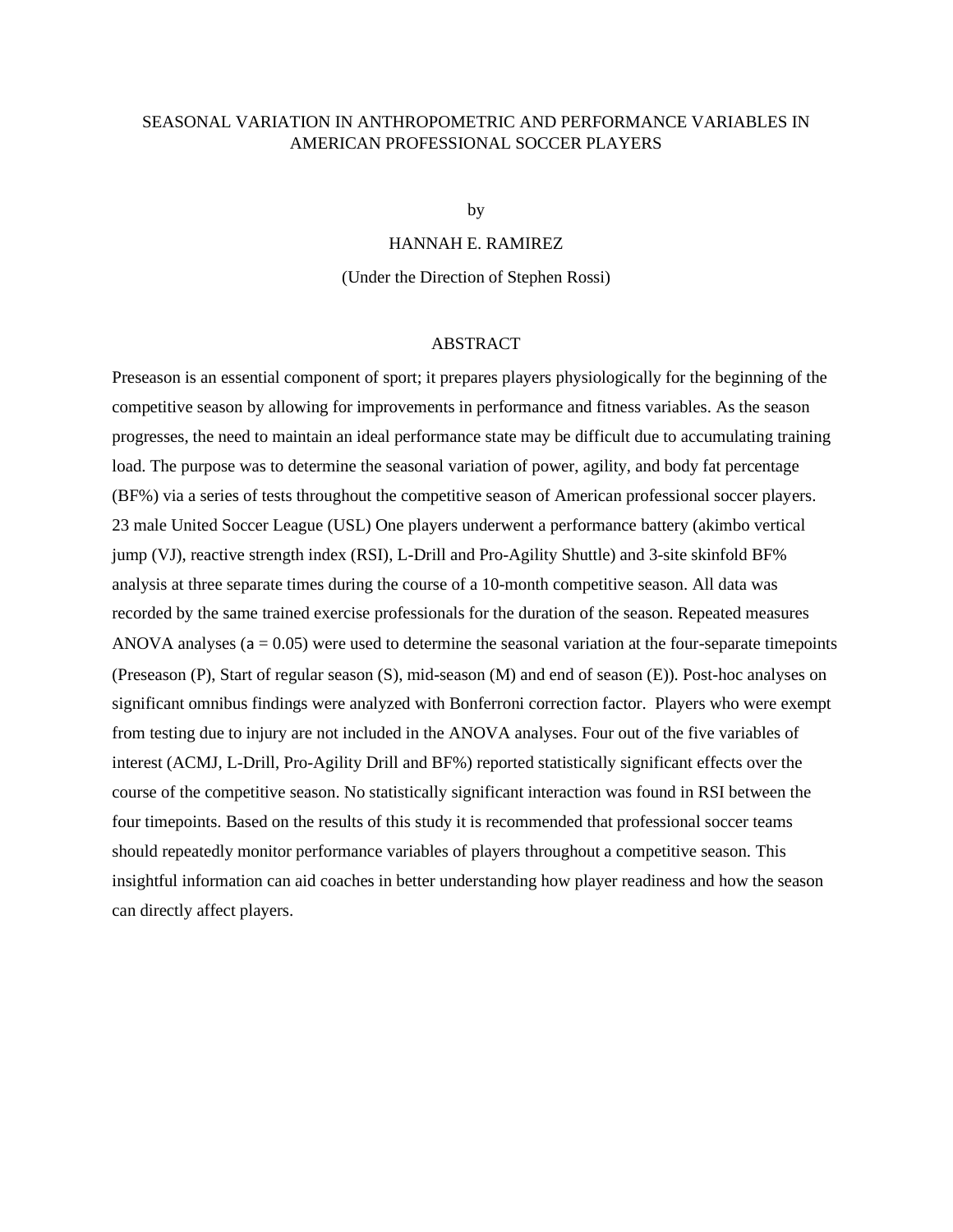SEASONAL VARIATION IN ANTHROPOMETRIC AND PERFORMANCE VARIABLES IN AMERICAN PROFESSIONAL SOCCER PLAYERS

by

HANNAH E. RAMIREZ

(Under the Direction of Stephen Rossi)

## ABSTRACT

Preseason is an essential component of sport; it prepares players physiologically for the beginning of the competitive season by allowing for improvements in performance and fitness variables. As the season progresses, the need to maintain an ideal performance state may be difficult due to accumulating training load. The purpose was to determine the seasonal variation of power, agility, and body fat percentage (BF%) via a series of tests throughout the competitive season of American professional soccer players. 23 male United Soccer League (USL) One players underwent a performance battery (akimbo vertical jump (VJ), reactive strength index (RSI), L-Drill and Pro-Agility Shuttle) and 3-site skinfold BF% analysis at three separate times during the course of a 10-month competitive season. All data was recorded by the same trained exercise professionals for the duration of the season. Repeated measures ANOVA analyses (a = 0.05) were used to determine the seasonal variation at the four-separate timepoints (Preseason (P), Start of regular season (S), mid-season (M) and end of season (E)). Post-hoc analyses on significant omnibus findings were analyzed with Bonferroni correction factor. Players who were exempt from testing due to injury are not included in the ANOVA analyses. Four out of the five variables of interest (ACMJ, L-Drill, Pro-Agility Drill and BF%) reported statistically significant effects over the course of the competitive season. No statistically significant interaction was found in RSI between the four timepoints. Based on the results of this study it is recommended that professional soccer teams should repeatedly monitor performance variables of players throughout a competitive season. This insightful information can aid coaches in better understanding how player readiness and how the season can directly affect players.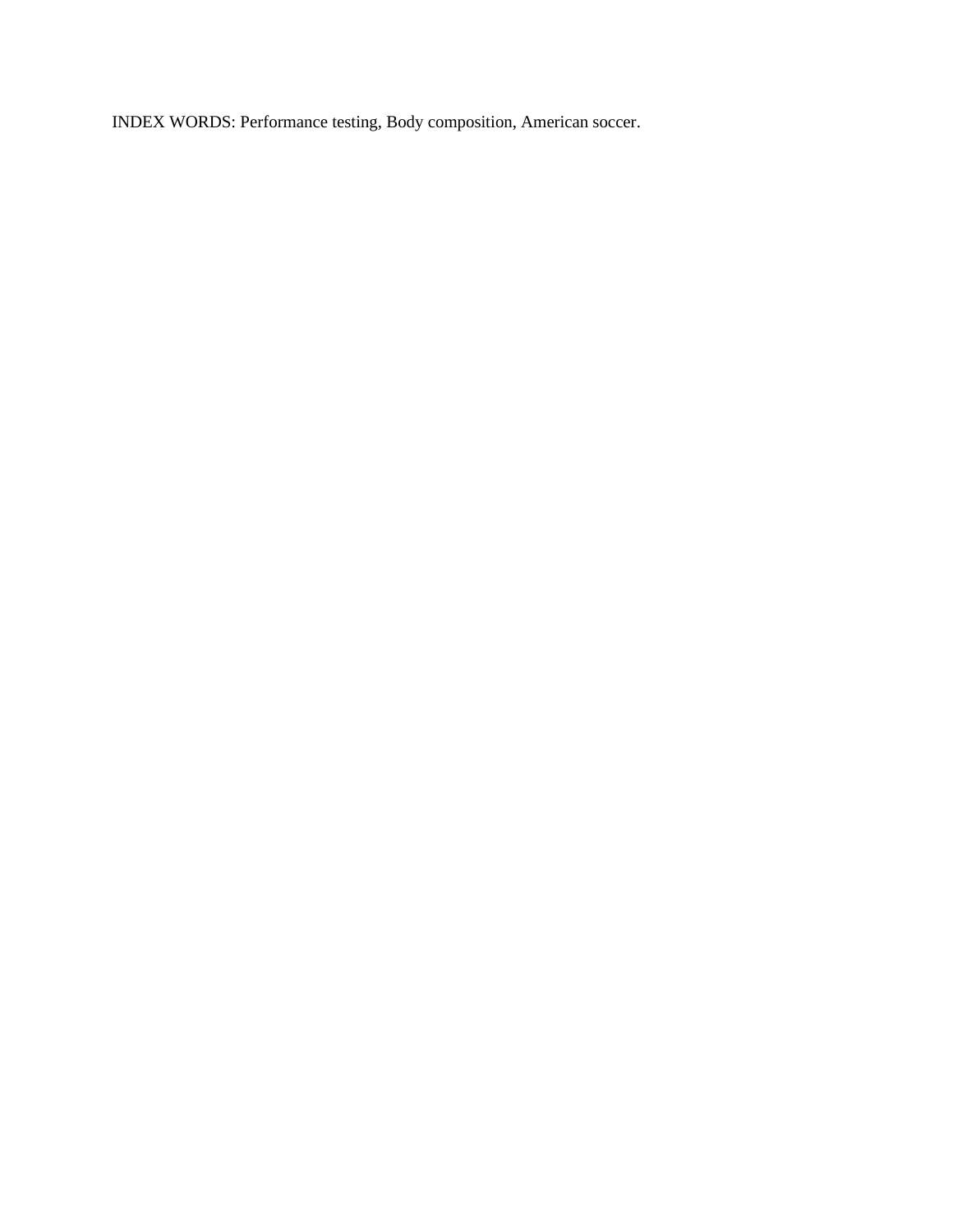INDEX WORDS: Performance testing, Body composition, American soccer.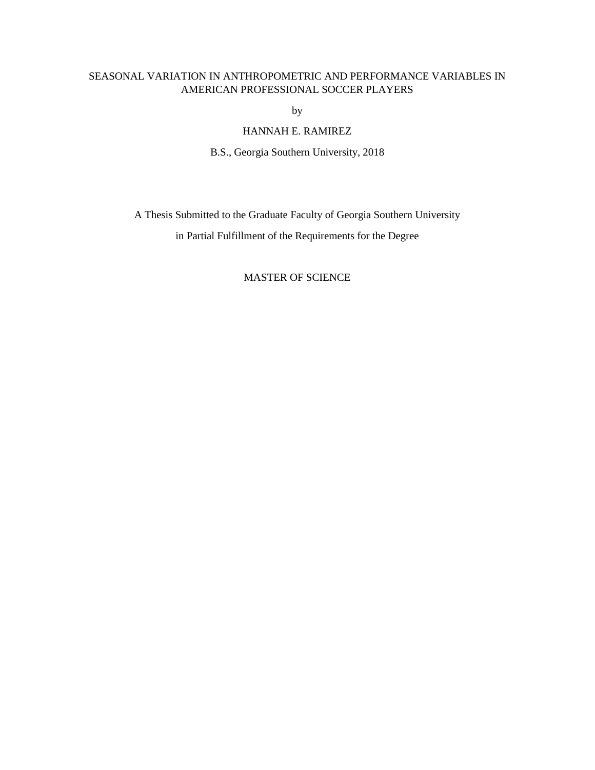SEASONAL VARIATION IN ANTHROPOMETRIC AND PERFORMANCE VARIABLES IN AMERICAN PROFESSIONAL SOCCER PLAYERS

by

HANNAH E. RAMIREZ

B.S., Georgia Southern University, 2018

A Thesis Submitted to the Graduate Faculty of Georgia Southern University

in Partial Fulfillment of the Requirements for the Degree

MASTER OF SCIENCE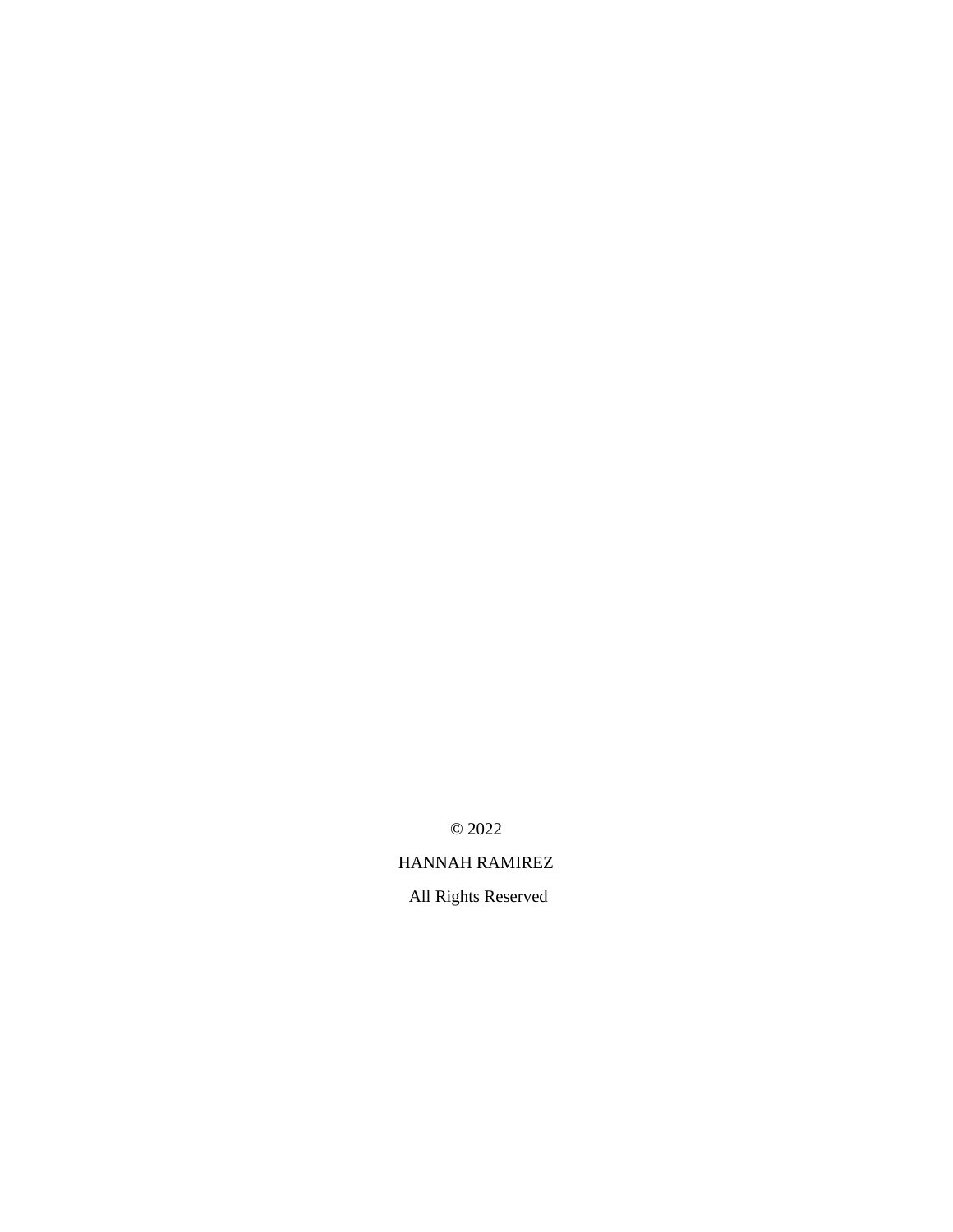© 2022

HANNAH RAMIREZ

All Rights Reserved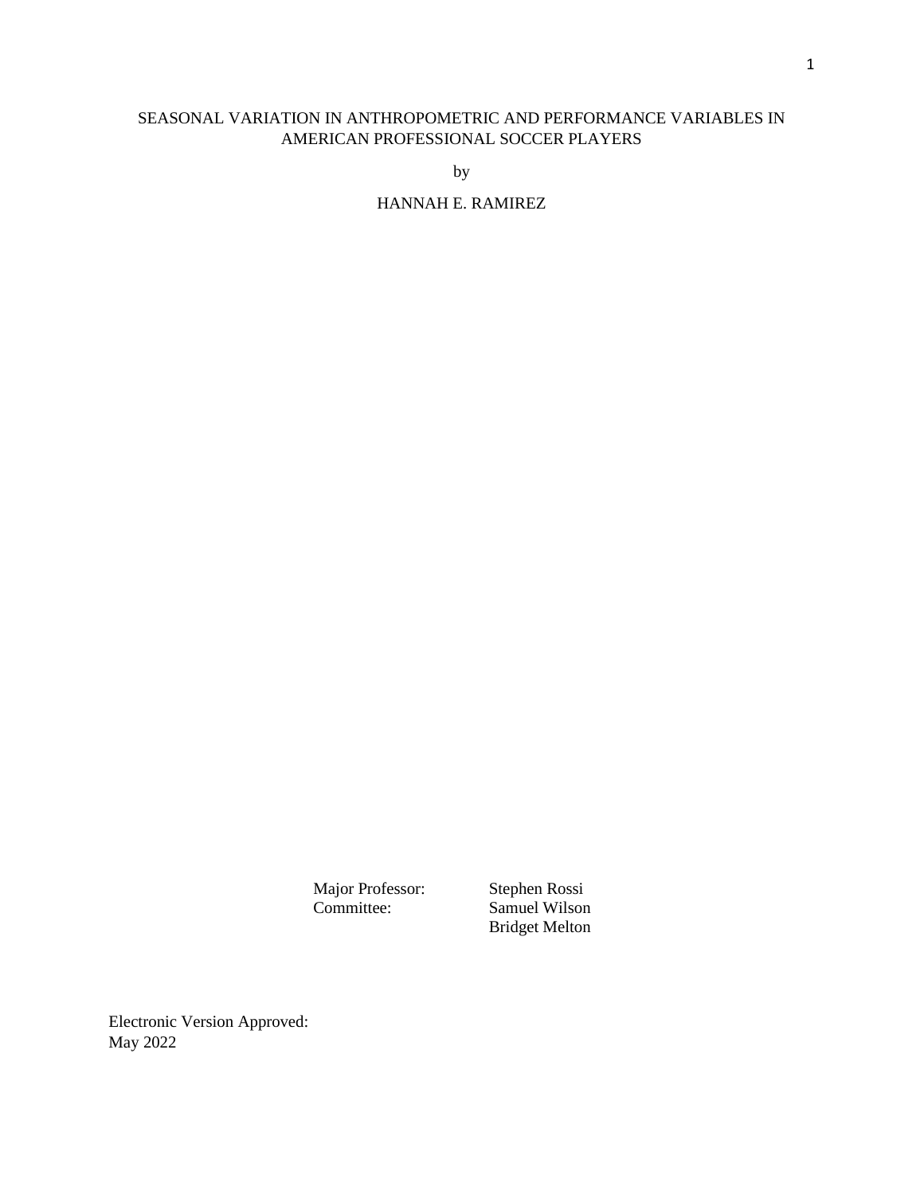SEASONAL VARIATION IN ANTHROPOMETRIC AND PERFORMANCE VARIABLES IN AMERICAN PROFESSIONAL SOCCER PLAYERS

by

HANNAH E. RAMIREZ

| | |
|---|---|
| Major Professor: | Stephen Rossi |
| Committee: | Samuel Wilson |
| | Bridget Melton |

Electronic Version Approved:
May 2022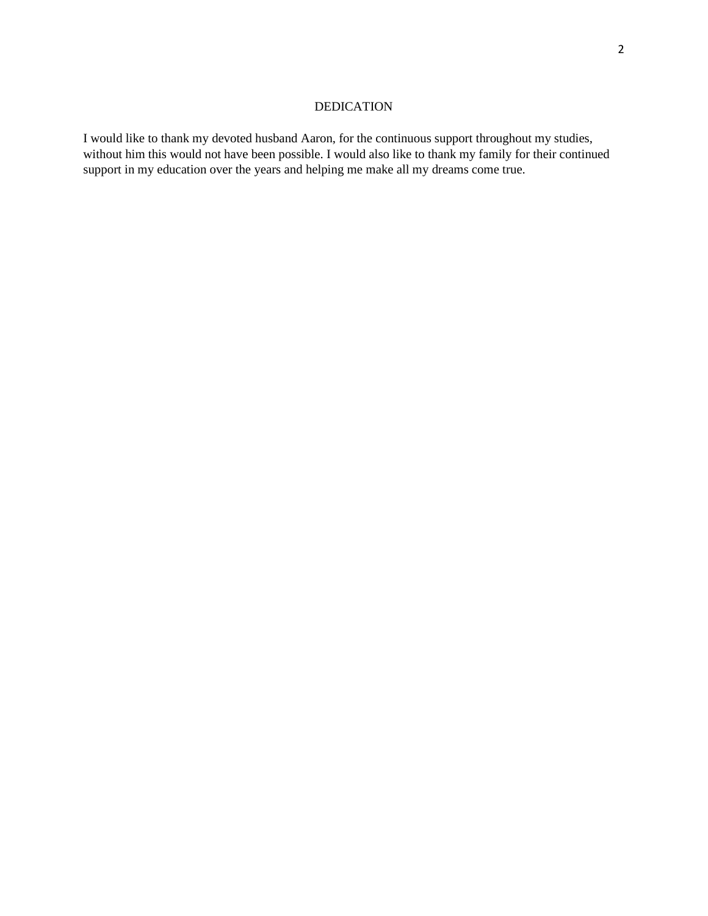# DEDICATION

I would like to thank my devoted husband Aaron, for the continuous support throughout my studies, without him this would not have been possible. I would also like to thank my family for their continued support in my education over the years and helping me make all my dreams come true.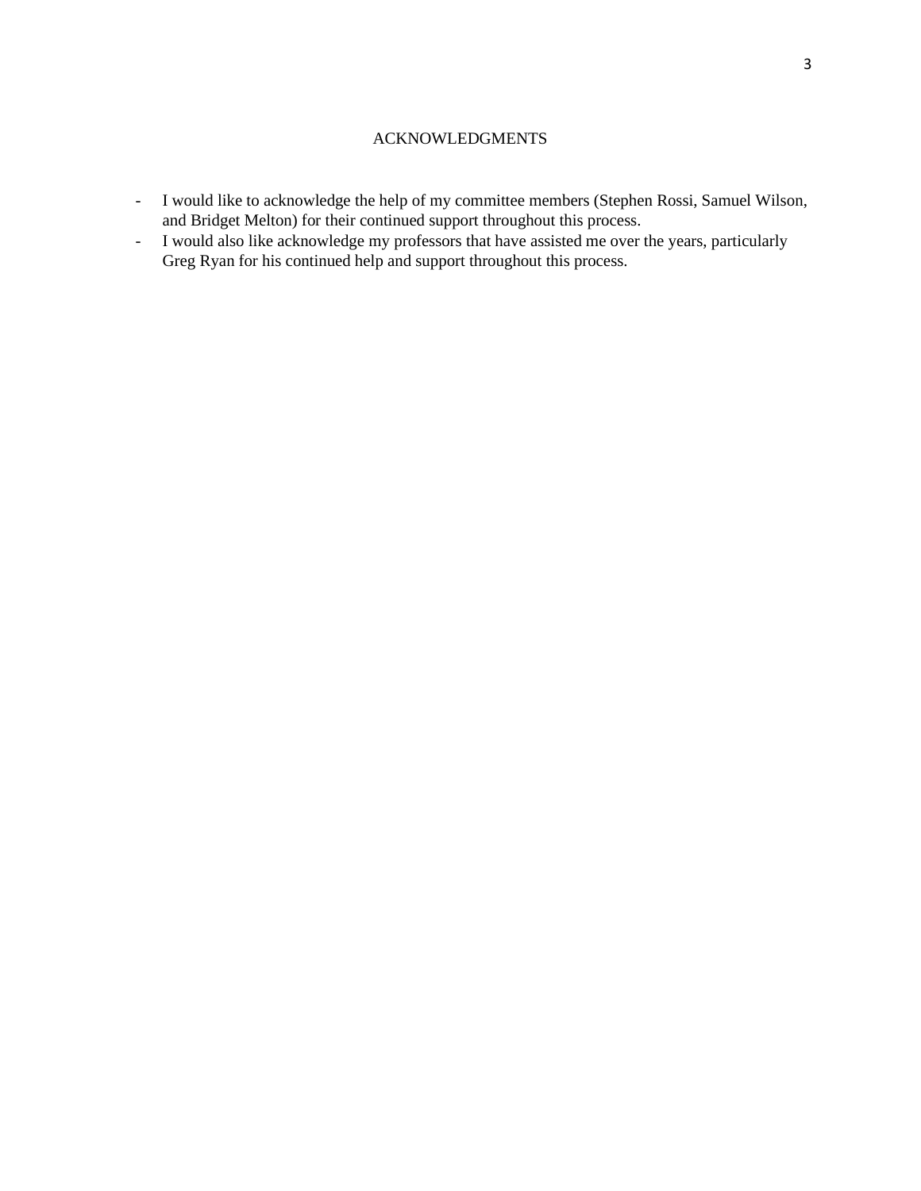# ACKNOWLEDGMENTS

- I would like to acknowledge the help of my committee members (Stephen Rossi, Samuel Wilson, and Bridget Melton) for their continued support throughout this process.
- I would also like acknowledge my professors that have assisted me over the years, particularly Greg Ryan for his continued help and support throughout this process.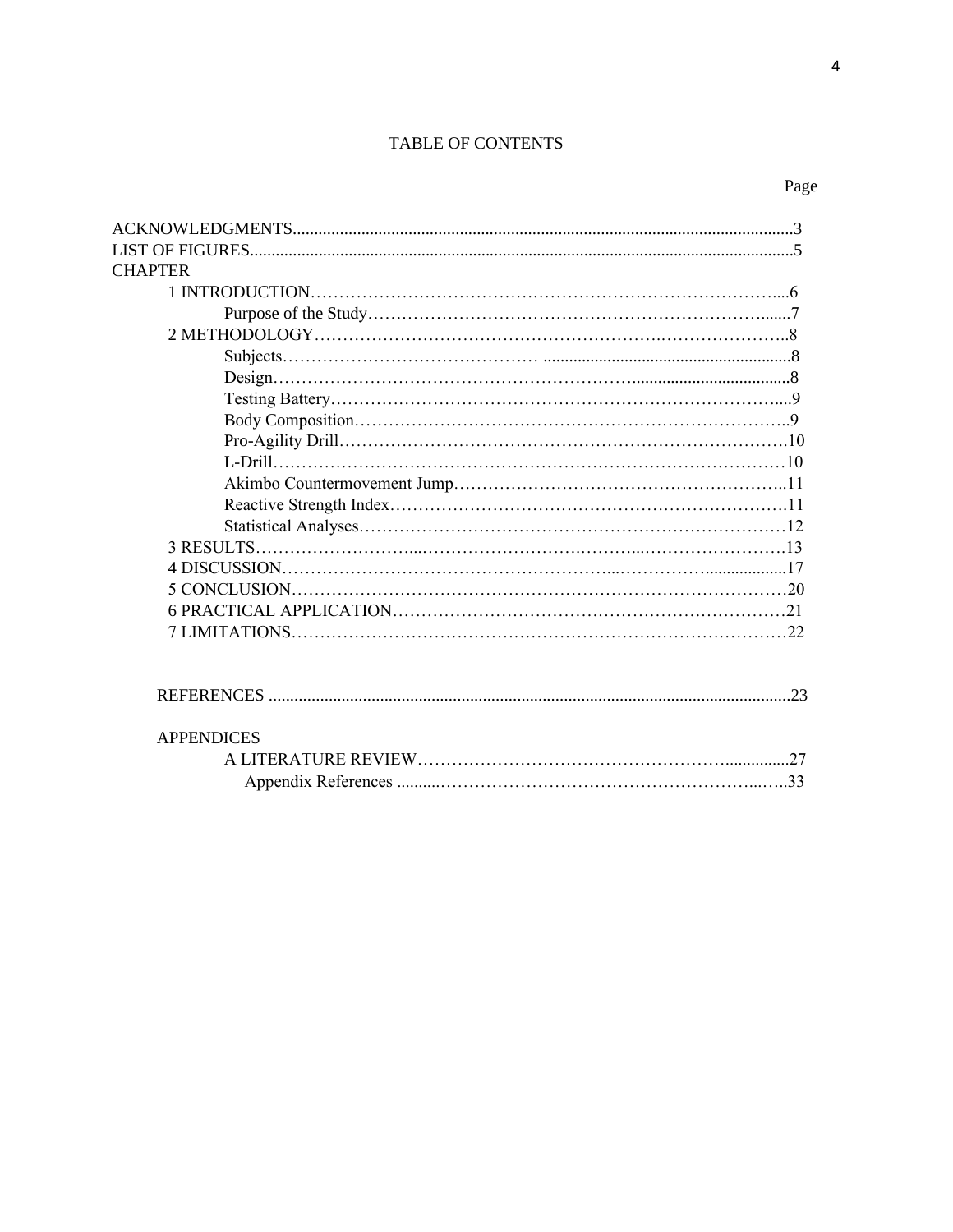# TABLE OF CONTENTS

| | Page |
|---|---|
| ACKNOWLEDGMENTS | 3 |
| LIST OF FIGURES | 5 |
| CHAPTER | |
| 1 INTRODUCTION | 6 |
| Purpose of the Study | 7 |
| 2 METHODOLOGY | 8 |
| Subjects | 8 |
| Design | 8 |
| Testing Battery | 9 |
| Body Composition | 9 |
| Pro-Agility Drill | 10 |
| L-Drill | 10 |
| Akimbo Countermovement Jump | 11 |
| Reactive Strength Index | 11 |
| Statistical Analyses | 12 |
| 3 RESULTS | 13 |
| 4 DISCUSSION | 17 |
| 5 CONCLUSION | 20 |
| 6 PRACTICAL APPLICATION | 21 |
| 7 LIMITATIONS | 22 |
| REFERENCES | 23 |
| APPENDICES | |
| A LITERATURE REVIEW | 27 |
| Appendix References | 33 |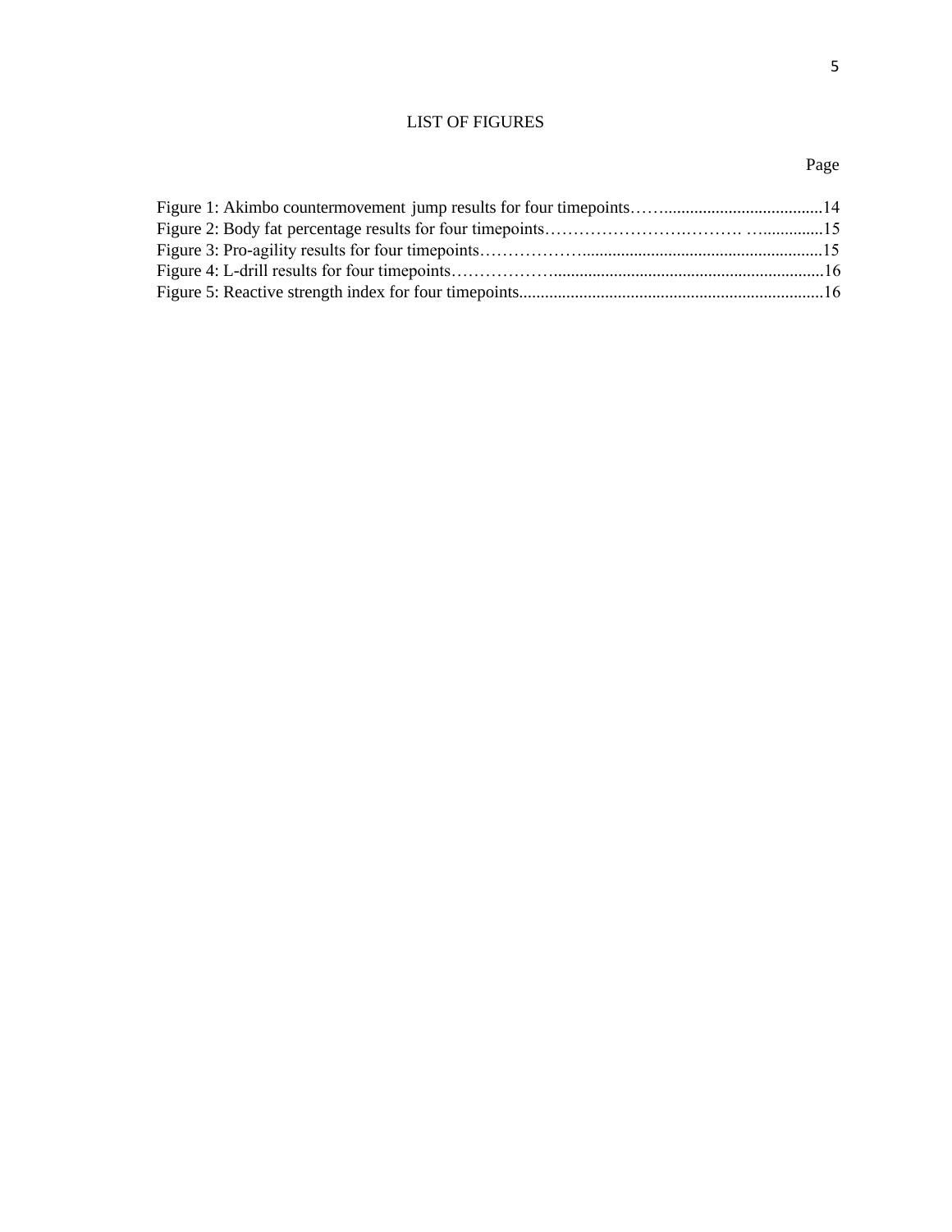# LIST OF FIGURES

Page

Figure 1: Akimbo countermovement jump results for four timepoints……......................................14
Figure 2: Body fat percentage results for four timepoints…………………………… …..............15
Figure 3: Pro-agility results for four timepoints………………........................................................15
Figure 4: L-drill results for four timepoints……………….............................................................16
Figure 5: Reactive strength index for four timepoints.......................................................................16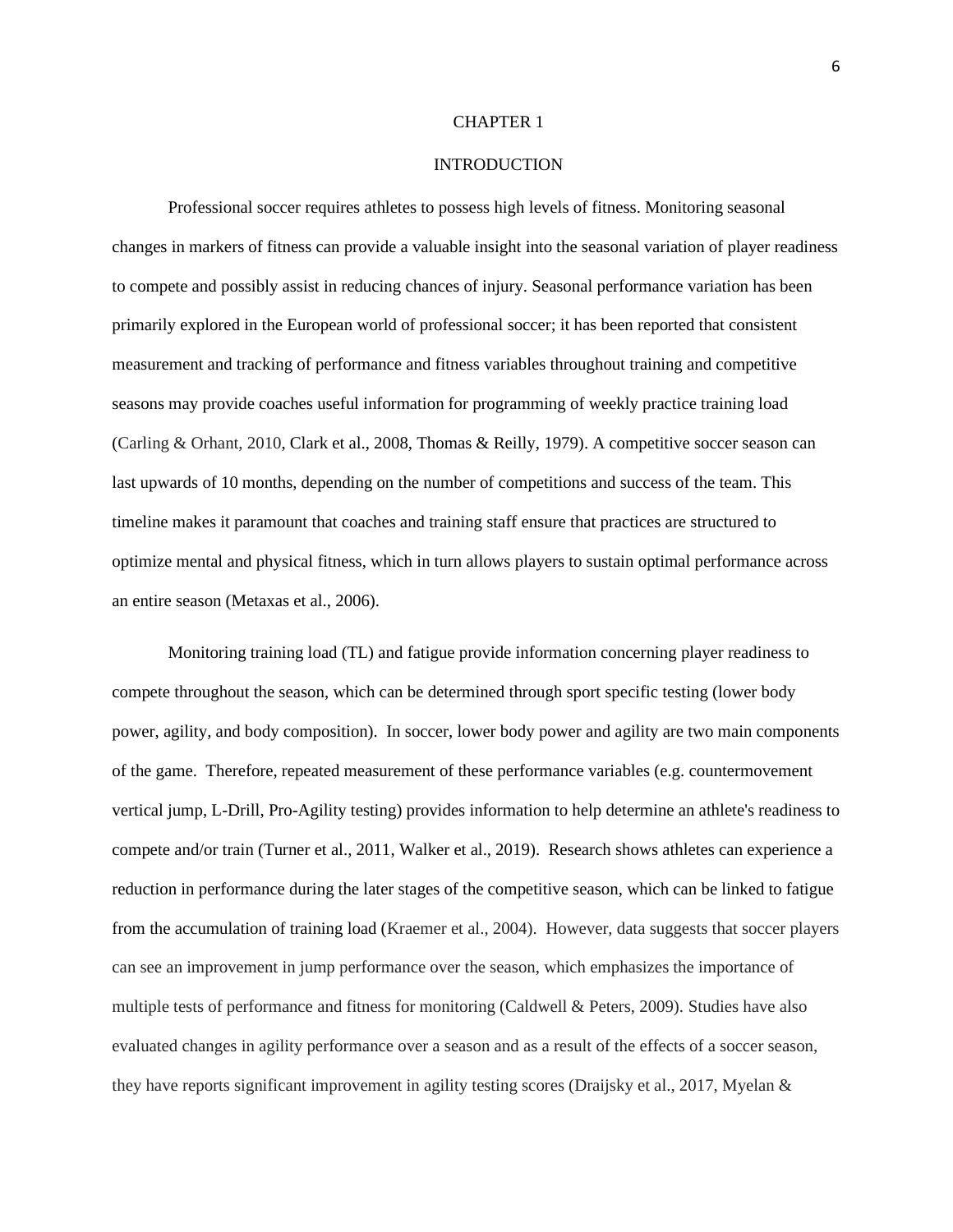# CHAPTER 1

## INTRODUCTION

Professional soccer requires athletes to possess high levels of fitness. Monitoring seasonal changes in markers of fitness can provide a valuable insight into the seasonal variation of player readiness to compete and possibly assist in reducing chances of injury. Seasonal performance variation has been primarily explored in the European world of professional soccer; it has been reported that consistent measurement and tracking of performance and fitness variables throughout training and competitive seasons may provide coaches useful information for programming of weekly practice training load (Carling & Orhant, 2010, Clark et al., 2008, Thomas & Reilly, 1979). A competitive soccer season can last upwards of 10 months, depending on the number of competitions and success of the team. This timeline makes it paramount that coaches and training staff ensure that practices are structured to optimize mental and physical fitness, which in turn allows players to sustain optimal performance across an entire season (Metaxas et al., 2006).

Monitoring training load (TL) and fatigue provide information concerning player readiness to compete throughout the season, which can be determined through sport specific testing (lower body power, agility, and body composition). In soccer, lower body power and agility are two main components of the game. Therefore, repeated measurement of these performance variables (e.g. countermovement vertical jump, L-Drill, Pro-Agility testing) provides information to help determine an athlete's readiness to compete and/or train (Turner et al., 2011, Walker et al., 2019). Research shows athletes can experience a reduction in performance during the later stages of the competitive season, which can be linked to fatigue from the accumulation of training load (Kraemer et al., 2004). However, data suggests that soccer players can see an improvement in jump performance over the season, which emphasizes the importance of multiple tests of performance and fitness for monitoring (Caldwell & Peters, 2009). Studies have also evaluated changes in agility performance over a season and as a result of the effects of a soccer season, they have reports significant improvement in agility testing scores (Draijsky et al., 2017, Myelan &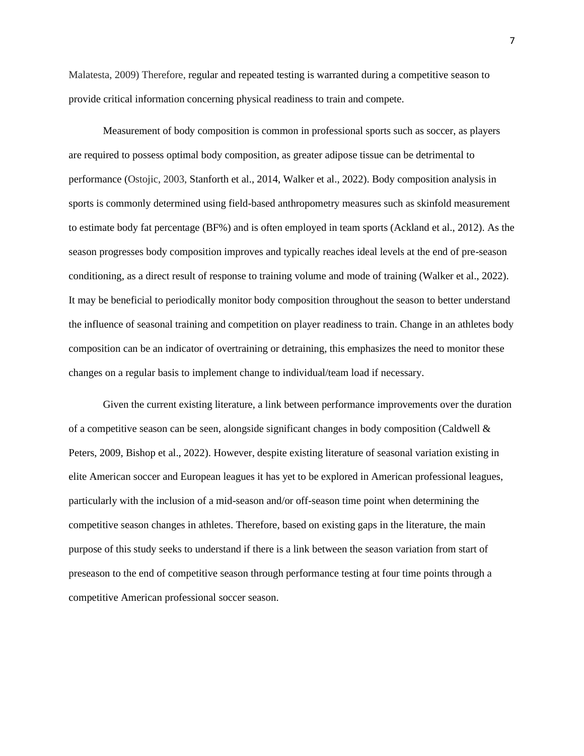Malatesta, 2009) Therefore, regular and repeated testing is warranted during a competitive season to provide critical information concerning physical readiness to train and compete.

Measurement of body composition is common in professional sports such as soccer, as players are required to possess optimal body composition, as greater adipose tissue can be detrimental to performance (Ostojic, 2003, Stanforth et al., 2014, Walker et al., 2022). Body composition analysis in sports is commonly determined using field-based anthropometry measures such as skinfold measurement to estimate body fat percentage (BF%) and is often employed in team sports (Ackland et al., 2012). As the season progresses body composition improves and typically reaches ideal levels at the end of pre-season conditioning, as a direct result of response to training volume and mode of training (Walker et al., 2022). It may be beneficial to periodically monitor body composition throughout the season to better understand the influence of seasonal training and competition on player readiness to train. Change in an athletes body composition can be an indicator of overtraining or detraining, this emphasizes the need to monitor these changes on a regular basis to implement change to individual/team load if necessary.

Given the current existing literature, a link between performance improvements over the duration of a competitive season can be seen, alongside significant changes in body composition (Caldwell & Peters, 2009, Bishop et al., 2022). However, despite existing literature of seasonal variation existing in elite American soccer and European leagues it has yet to be explored in American professional leagues, particularly with the inclusion of a mid-season and/or off-season time point when determining the competitive season changes in athletes. Therefore, based on existing gaps in the literature, the main purpose of this study seeks to understand if there is a link between the season variation from start of preseason to the end of competitive season through performance testing at four time points through a competitive American professional soccer season.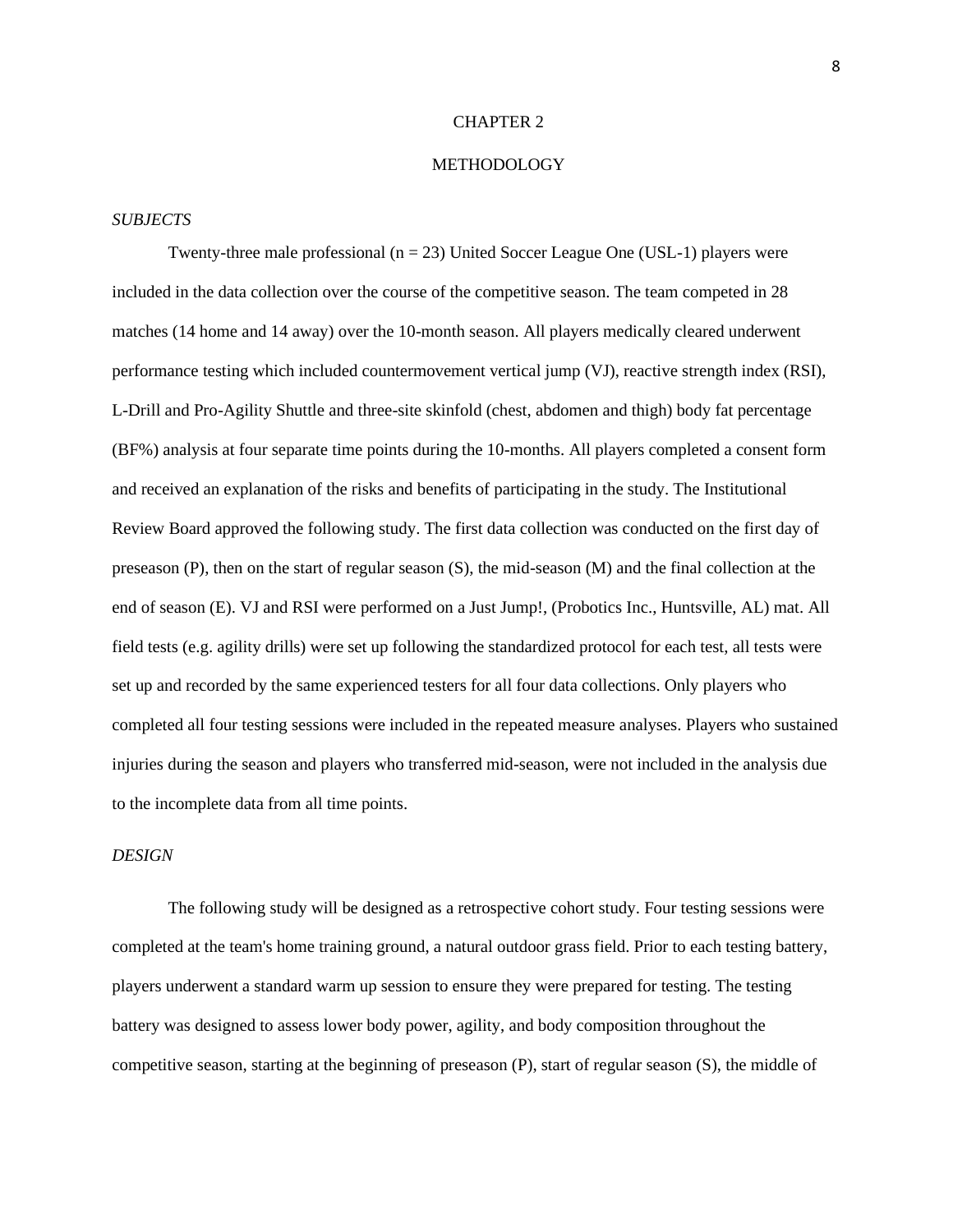# CHAPTER 2

# METHODOLOGY

### *SUBJECTS*

Twenty-three male professional (n = 23) United Soccer League One (USL-1) players were included in the data collection over the course of the competitive season. The team competed in 28 matches (14 home and 14 away) over the 10-month season. All players medically cleared underwent performance testing which included countermovement vertical jump (VJ), reactive strength index (RSI), L-Drill and Pro-Agility Shuttle and three-site skinfold (chest, abdomen and thigh) body fat percentage (BF%) analysis at four separate time points during the 10-months. All players completed a consent form and received an explanation of the risks and benefits of participating in the study. The Institutional Review Board approved the following study. The first data collection was conducted on the first day of preseason (P), then on the start of regular season (S), the mid-season (M) and the final collection at the end of season (E). VJ and RSI were performed on a Just Jump!, (Probotics Inc., Huntsville, AL) mat. All field tests (e.g. agility drills) were set up following the standardized protocol for each test, all tests were set up and recorded by the same experienced testers for all four data collections. Only players who completed all four testing sessions were included in the repeated measure analyses. Players who sustained injuries during the season and players who transferred mid-season, were not included in the analysis due to the incomplete data from all time points.

### *DESIGN*

The following study will be designed as a retrospective cohort study. Four testing sessions were completed at the team's home training ground, a natural outdoor grass field. Prior to each testing battery, players underwent a standard warm up session to ensure they were prepared for testing. The testing battery was designed to assess lower body power, agility, and body composition throughout the competitive season, starting at the beginning of preseason (P), start of regular season (S), the middle of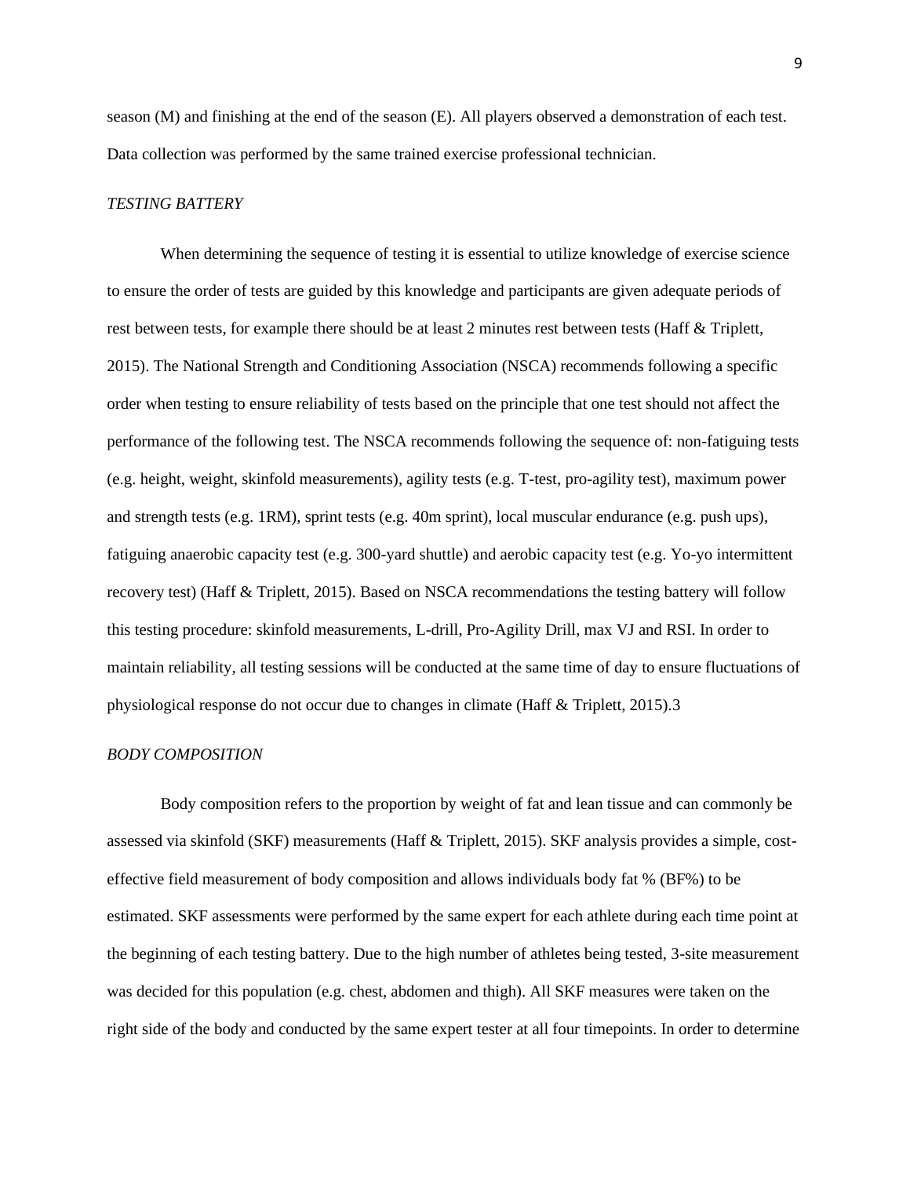season (M) and finishing at the end of the season (E). All players observed a demonstration of each test. Data collection was performed by the same trained exercise professional technician.

*TESTING BATTERY*

When determining the sequence of testing it is essential to utilize knowledge of exercise science to ensure the order of tests are guided by this knowledge and participants are given adequate periods of rest between tests, for example there should be at least 2 minutes rest between tests (Haff & Triplett, 2015). The National Strength and Conditioning Association (NSCA) recommends following a specific order when testing to ensure reliability of tests based on the principle that one test should not affect the performance of the following test. The NSCA recommends following the sequence of: non-fatiguing tests (e.g. height, weight, skinfold measurements), agility tests (e.g. T-test, pro-agility test), maximum power and strength tests (e.g. 1RM), sprint tests (e.g. 40m sprint), local muscular endurance (e.g. push ups), fatiguing anaerobic capacity test (e.g. 300-yard shuttle) and aerobic capacity test (e.g. Yo-yo intermittent recovery test) (Haff & Triplett, 2015). Based on NSCA recommendations the testing battery will follow this testing procedure: skinfold measurements, L-drill, Pro-Agility Drill, max VJ and RSI. In order to maintain reliability, all testing sessions will be conducted at the same time of day to ensure fluctuations of physiological response do not occur due to changes in climate (Haff & Triplett, 2015).3

*BODY COMPOSITION*

Body composition refers to the proportion by weight of fat and lean tissue and can commonly be assessed via skinfold (SKF) measurements (Haff & Triplett, 2015). SKF analysis provides a simple, cost-effective field measurement of body composition and allows individuals body fat % (BF%) to be estimated. SKF assessments were performed by the same expert for each athlete during each time point at the beginning of each testing battery. Due to the high number of athletes being tested, 3-site measurement was decided for this population (e.g. chest, abdomen and thigh). All SKF measures were taken on the right side of the body and conducted by the same expert tester at all four timepoints. In order to determine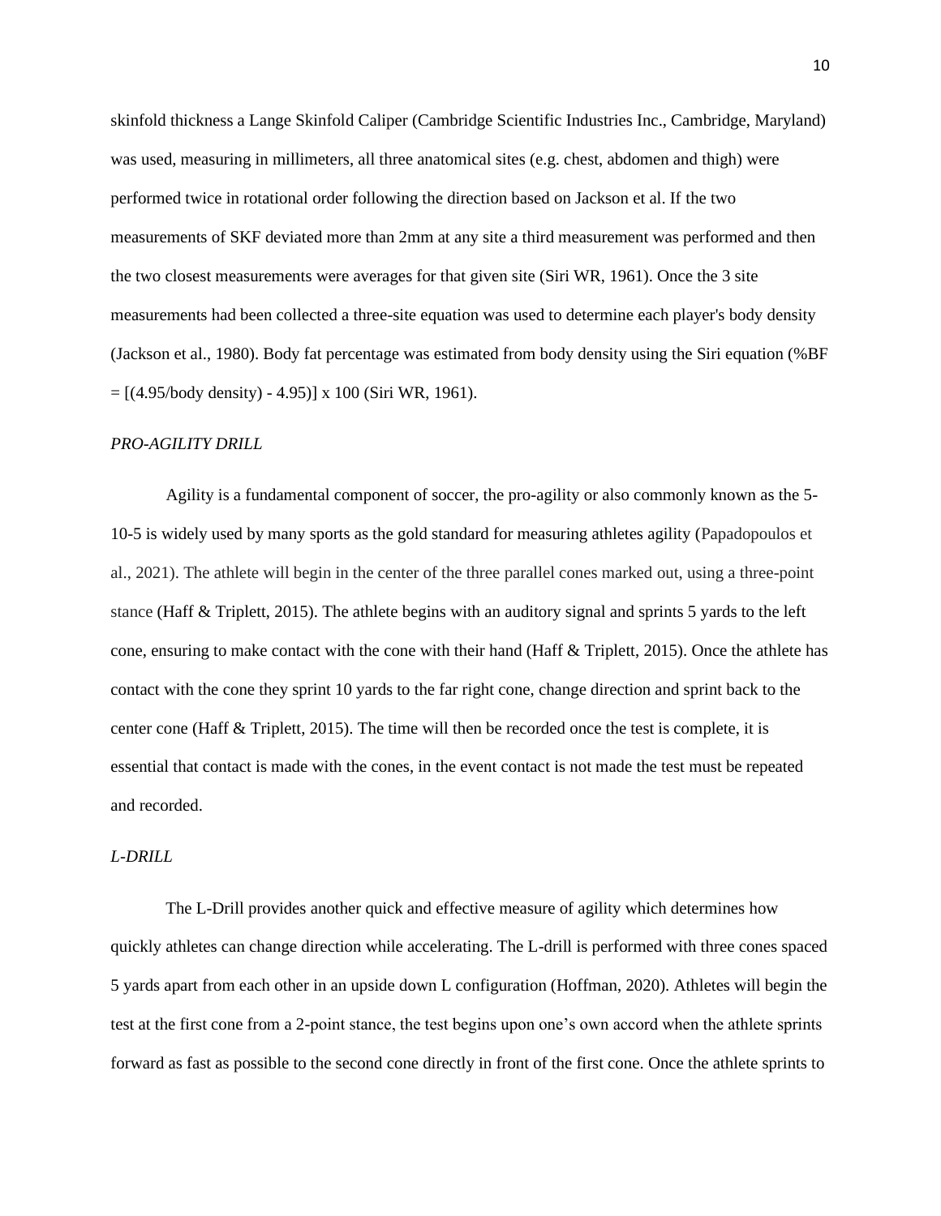skinfold thickness a Lange Skinfold Caliper (Cambridge Scientific Industries Inc., Cambridge, Maryland) was used, measuring in millimeters, all three anatomical sites (e.g. chest, abdomen and thigh) were performed twice in rotational order following the direction based on Jackson et al. If the two measurements of SKF deviated more than 2mm at any site a third measurement was performed and then the two closest measurements were averages for that given site (Siri WR, 1961). Once the 3 site measurements had been collected a three-site equation was used to determine each player's body density (Jackson et al., 1980). Body fat percentage was estimated from body density using the Siri equation (%BF = [(4.95/body density) - 4.95)] x 100 (Siri WR, 1961).

*PRO-AGILITY DRILL*

Agility is a fundamental component of soccer, the pro-agility or also commonly known as the 5-10-5 is widely used by many sports as the gold standard for measuring athletes agility (Papadopoulos et al., 2021). The athlete will begin in the center of the three parallel cones marked out, using a three-point stance (Haff & Triplett, 2015). The athlete begins with an auditory signal and sprints 5 yards to the left cone, ensuring to make contact with the cone with their hand (Haff & Triplett, 2015). Once the athlete has contact with the cone they sprint 10 yards to the far right cone, change direction and sprint back to the center cone (Haff & Triplett, 2015). The time will then be recorded once the test is complete, it is essential that contact is made with the cones, in the event contact is not made the test must be repeated and recorded.

*L-DRILL*

The L-Drill provides another quick and effective measure of agility which determines how quickly athletes can change direction while accelerating. The L-drill is performed with three cones spaced 5 yards apart from each other in an upside down L configuration (Hoffman, 2020). Athletes will begin the test at the first cone from a 2-point stance, the test begins upon one's own accord when the athlete sprints forward as fast as possible to the second cone directly in front of the first cone. Once the athlete sprints to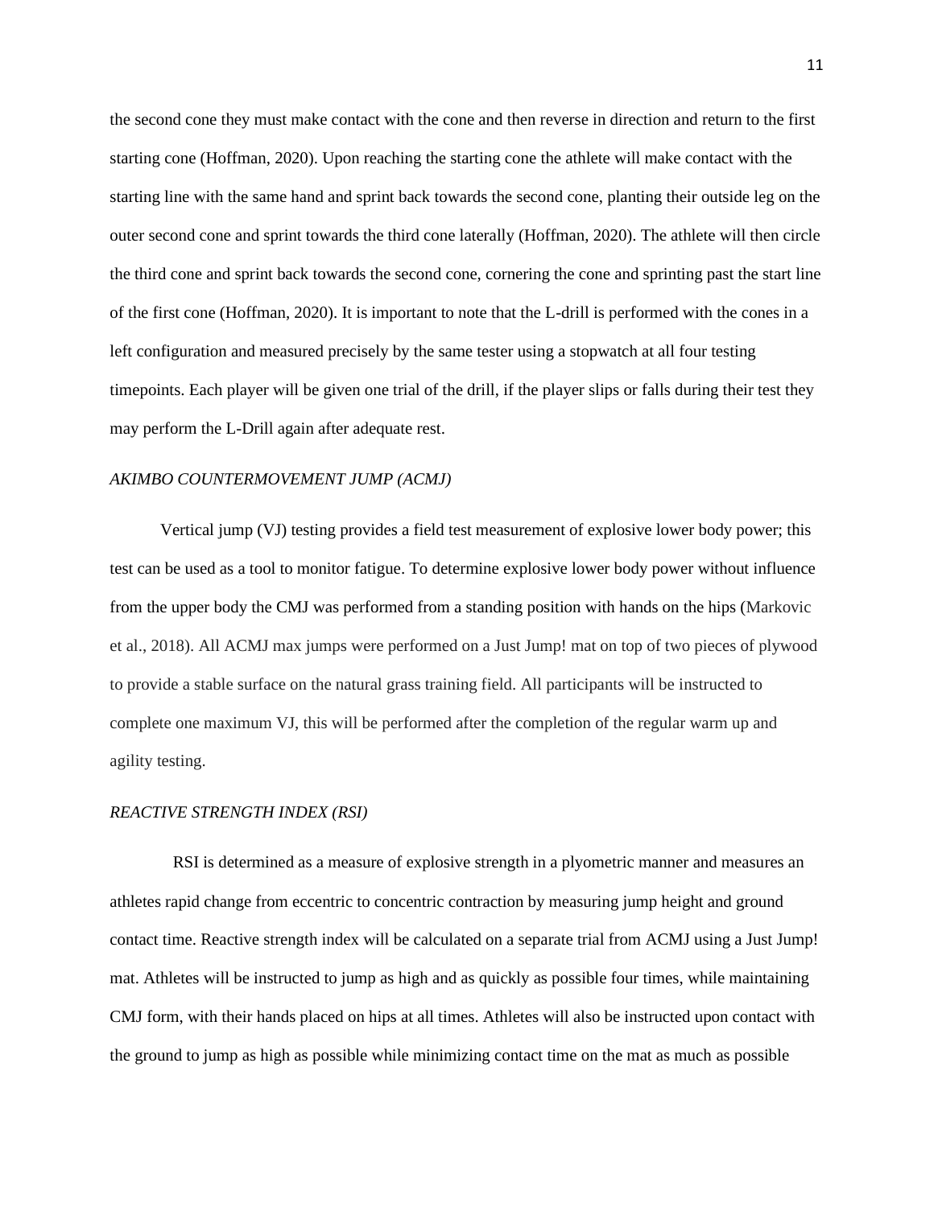the second cone they must make contact with the cone and then reverse in direction and return to the first starting cone (Hoffman, 2020). Upon reaching the starting cone the athlete will make contact with the starting line with the same hand and sprint back towards the second cone, planting their outside leg on the outer second cone and sprint towards the third cone laterally (Hoffman, 2020). The athlete will then circle the third cone and sprint back towards the second cone, cornering the cone and sprinting past the start line of the first cone (Hoffman, 2020). It is important to note that the L-drill is performed with the cones in a left configuration and measured precisely by the same tester using a stopwatch at all four testing timepoints. Each player will be given one trial of the drill, if the player slips or falls during their test they may perform the L-Drill again after adequate rest.

### *AKIMBO COUNTERMOVEMENT JUMP (ACMJ)*

Vertical jump (VJ) testing provides a field test measurement of explosive lower body power; this test can be used as a tool to monitor fatigue. To determine explosive lower body power without influence from the upper body the CMJ was performed from a standing position with hands on the hips (Markovic et al., 2018). All ACMJ max jumps were performed on a Just Jump! mat on top of two pieces of plywood to provide a stable surface on the natural grass training field. All participants will be instructed to complete one maximum VJ, this will be performed after the completion of the regular warm up and agility testing.

### *REACTIVE STRENGTH INDEX (RSI)*

RSI is determined as a measure of explosive strength in a plyometric manner and measures an athletes rapid change from eccentric to concentric contraction by measuring jump height and ground contact time. Reactive strength index will be calculated on a separate trial from ACMJ using a Just Jump! mat. Athletes will be instructed to jump as high and as quickly as possible four times, while maintaining CMJ form, with their hands placed on hips at all times. Athletes will also be instructed upon contact with the ground to jump as high as possible while minimizing contact time on the mat as much as possible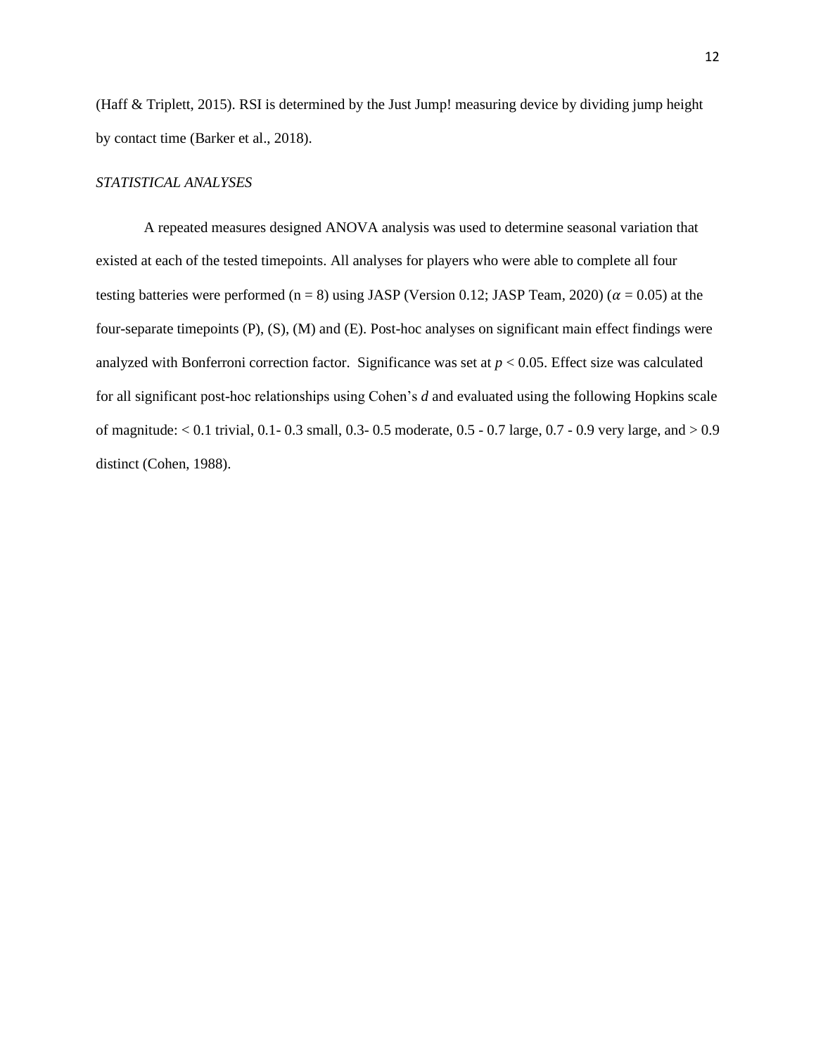(Haff & Triplett, 2015). RSI is determined by the Just Jump! measuring device by dividing jump height by contact time (Barker et al., 2018).

### *STATISTICAL ANALYSES*

A repeated measures designed ANOVA analysis was used to determine seasonal variation that existed at each of the tested timepoints. All analyses for players who were able to complete all four testing batteries were performed (n = 8) using JASP (Version 0.12; JASP Team, 2020) ($\alpha$ = 0.05) at the four-separate timepoints (P), (S), (M) and (E). Post-hoc analyses on significant main effect findings were analyzed with Bonferroni correction factor. Significance was set at $p < 0.05$. Effect size was calculated for all significant post-hoc relationships using Cohen's *d* and evaluated using the following Hopkins scale of magnitude: < 0.1 trivial, 0.1- 0.3 small, 0.3- 0.5 moderate, 0.5 - 0.7 large, 0.7 - 0.9 very large, and > 0.9 distinct (Cohen, 1988).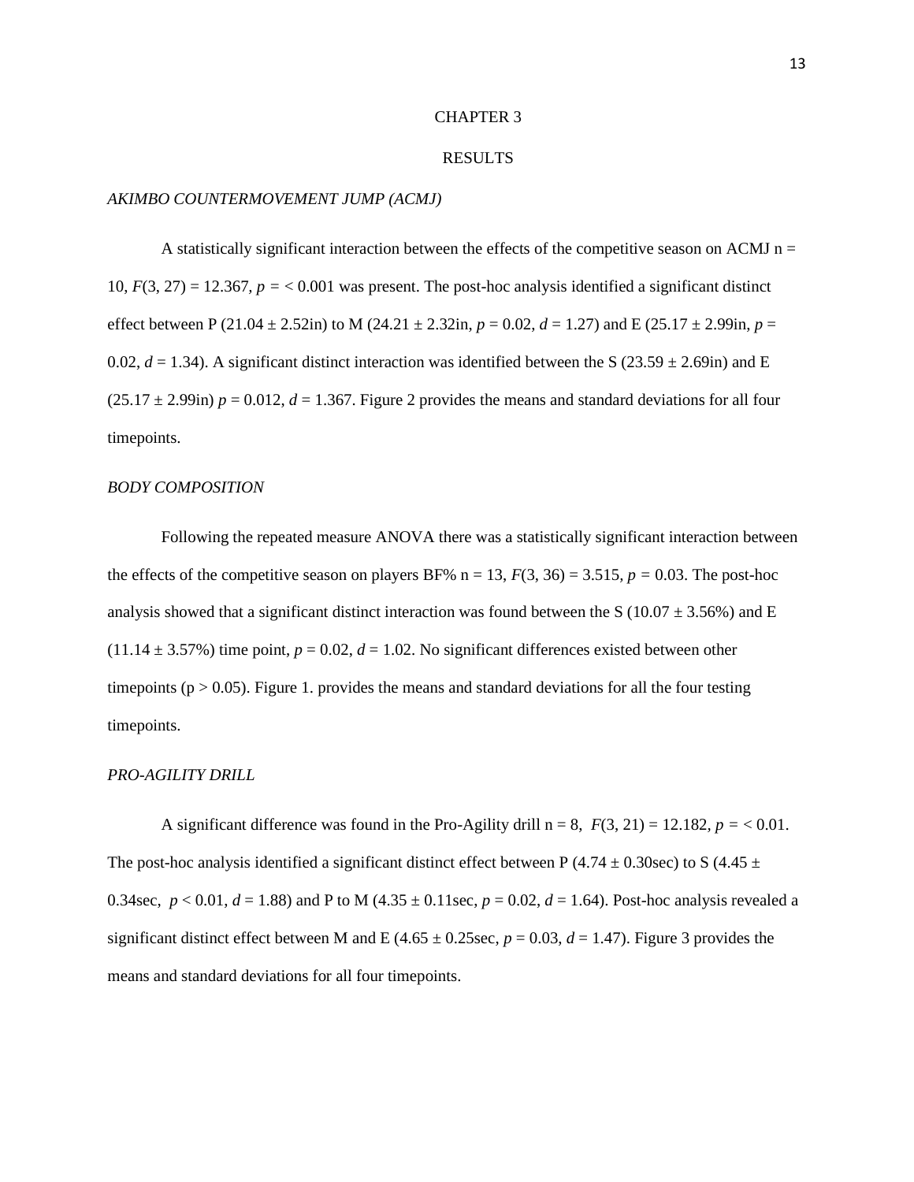# CHAPTER 3

# RESULTS

### *AKIMBO COUNTERMOVEMENT JUMP (ACMJ)*

A statistically significant interaction between the effects of the competitive season on ACMJ n = 10, $F(3, 27) = 12.367$, $p = < 0.001$ was present. The post-hoc analysis identified a significant distinct effect between P (21.04 ± 2.52in) to M (24.21 ± 2.32in, $p = 0.02$, $d = 1.27$) and E (25.17 ± 2.99in, $p = 0.02$, $d = 1.34$). A significant distinct interaction was identified between the S (23.59 ± 2.69in) and E (25.17 ± 2.99in) $p = 0.012$, $d = 1.367$. Figure 2 provides the means and standard deviations for all four timepoints.

### *BODY COMPOSITION*

Following the repeated measure ANOVA there was a statistically significant interaction between the effects of the competitive season on players BF% n = 13, $F(3, 36) = 3.515$, $p = 0.03$. The post-hoc analysis showed that a significant distinct interaction was found between the S (10.07 ± 3.56%) and E (11.14 ± 3.57%) time point, $p = 0.02$, $d = 1.02$. No significant differences existed between other timepoints ($p > 0.05$). Figure 1. provides the means and standard deviations for all the four testing timepoints.

### *PRO-AGILITY DRILL*

A significant difference was found in the Pro-Agility drill n = 8, $F(3, 21) = 12.182$, $p = < 0.01$. The post-hoc analysis identified a significant distinct effect between P (4.74 ± 0.30sec) to S (4.45 ± 0.34sec, $p < 0.01$, $d = 1.88$) and P to M (4.35 ± 0.11sec, $p = 0.02$, $d = 1.64$). Post-hoc analysis revealed a significant distinct effect between M and E (4.65 ± 0.25sec, $p = 0.03$, $d = 1.47$). Figure 3 provides the means and standard deviations for all four timepoints.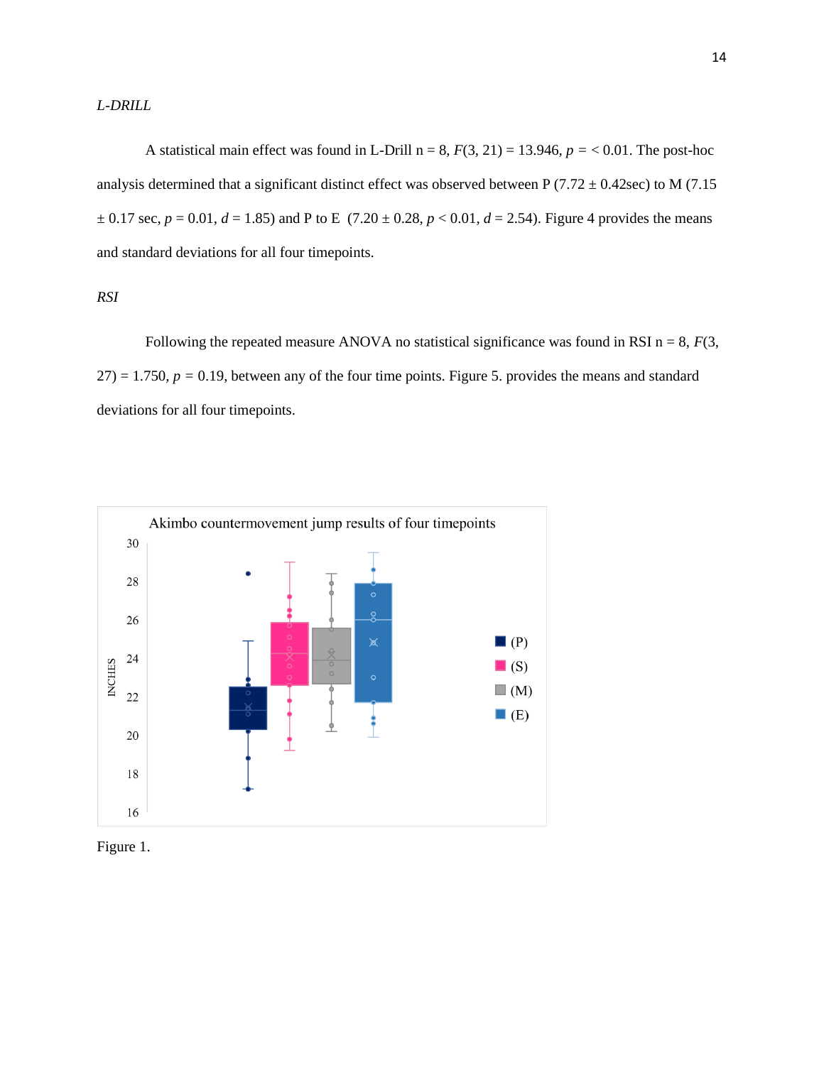*L-DRILL*

A statistical main effect was found in L-Drill n = 8, $F(3, 21) = 13.946$, $p = < 0.01$. The post-hoc analysis determined that a significant distinct effect was observed between P (7.72 ± 0.42sec) to M (7.15 ± 0.17 sec, $p = 0.01$, $d = 1.85$) and P to E (7.20 ± 0.28, $p < 0.01$, $d = 2.54$). Figure 4 provides the means and standard deviations for all four timepoints.

*RSI*

Following the repeated measure ANOVA no statistical significance was found in RSI n = 8, $F(3, 27) = 1.750$, $p = 0.19$, between any of the four time points. Figure 5. provides the means and standard deviations for all four timepoints.

Figure 1.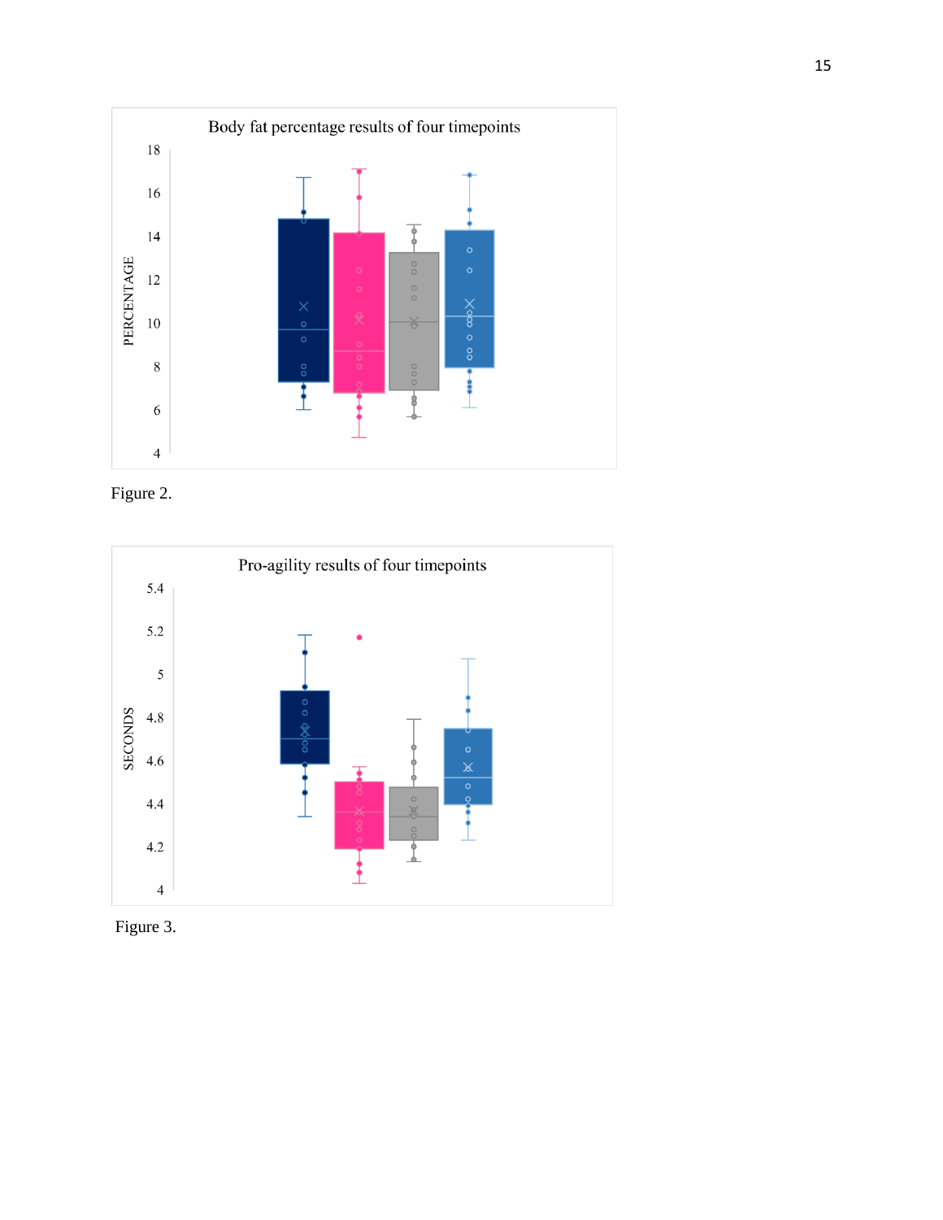Body fat percentage results of four timepoints

Figure 2.

Pro-agility results of four timepoints

Figure 3.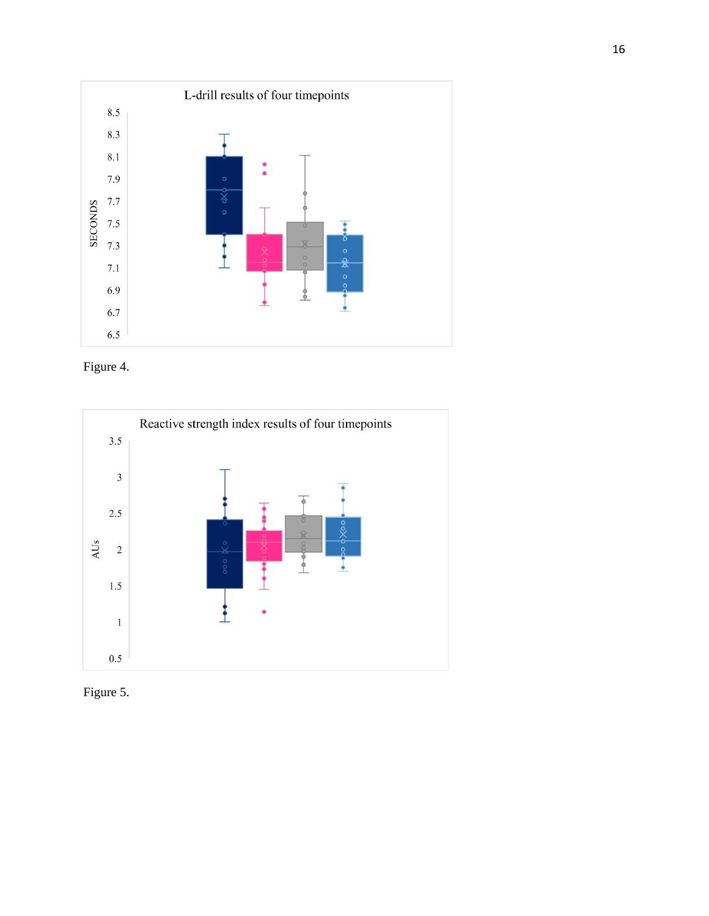Figure 4.

Figure 5.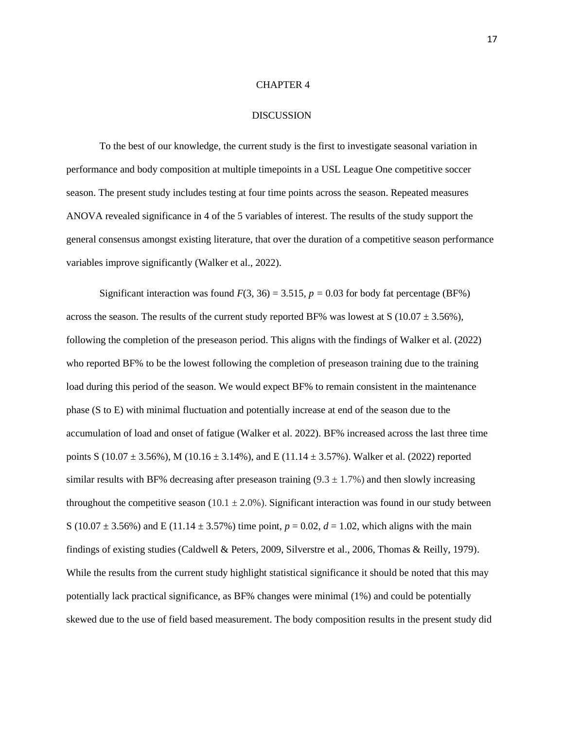# CHAPTER 4

## DISCUSSION

To the best of our knowledge, the current study is the first to investigate seasonal variation in performance and body composition at multiple timepoints in a USL League One competitive soccer season. The present study includes testing at four time points across the season. Repeated measures ANOVA revealed significance in 4 of the 5 variables of interest. The results of the study support the general consensus amongst existing literature, that over the duration of a competitive season performance variables improve significantly (Walker et al., 2022).

Significant interaction was found $F(3, 36) = 3.515$, $p = 0.03$ for body fat percentage (BF%) across the season. The results of the current study reported BF% was lowest at S (10.07 ± 3.56%), following the completion of the preseason period. This aligns with the findings of Walker et al. (2022) who reported BF% to be the lowest following the completion of preseason training due to the training load during this period of the season. We would expect BF% to remain consistent in the maintenance phase (S to E) with minimal fluctuation and potentially increase at end of the season due to the accumulation of load and onset of fatigue (Walker et al. 2022). BF% increased across the last three time points S (10.07 ± 3.56%), M (10.16 ± 3.14%), and E (11.14 ± 3.57%). Walker et al. (2022) reported similar results with BF% decreasing after preseason training (9.3 ± 1.7%) and then slowly increasing throughout the competitive season (10.1 ± 2.0%). Significant interaction was found in our study between S (10.07 ± 3.56%) and E (11.14 ± 3.57%) time point, $p = 0.02$, $d = 1.02$, which aligns with the main findings of existing studies (Caldwell & Peters, 2009, Silverstre et al., 2006, Thomas & Reilly, 1979). While the results from the current study highlight statistical significance it should be noted that this may potentially lack practical significance, as BF% changes were minimal (1%) and could be potentially skewed due to the use of field based measurement. The body composition results in the present study did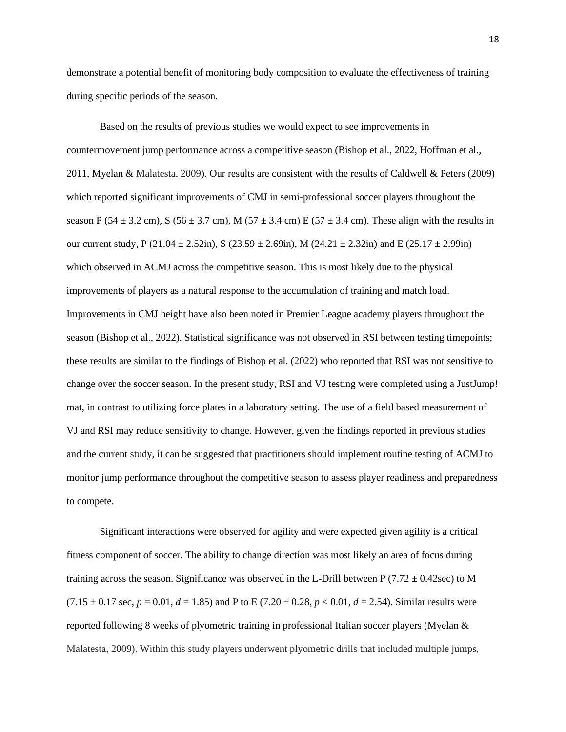demonstrate a potential benefit of monitoring body composition to evaluate the effectiveness of training during specific periods of the season.

Based on the results of previous studies we would expect to see improvements in countermovement jump performance across a competitive season (Bishop et al., 2022, Hoffman et al., 2011, Myelan & Malatesta, 2009). Our results are consistent with the results of Caldwell & Peters (2009) which reported significant improvements of CMJ in semi-professional soccer players throughout the season P ($54 \pm 3.2$ cm), S ($56 \pm 3.7$ cm), M ($57 \pm 3.4$ cm) E ($57 \pm 3.4$ cm). These align with the results in our current study, P ($21.04 \pm 2.52$in), S ($23.59 \pm 2.69$in), M ($24.21 \pm 2.32$in) and E ($25.17 \pm 2.99$in) which observed in ACMJ across the competitive season. This is most likely due to the physical improvements of players as a natural response to the accumulation of training and match load. Improvements in CMJ height have also been noted in Premier League academy players throughout the season (Bishop et al., 2022). Statistical significance was not observed in RSI between testing timepoints; these results are similar to the findings of Bishop et al. (2022) who reported that RSI was not sensitive to change over the soccer season. In the present study, RSI and VJ testing were completed using a JustJump! mat, in contrast to utilizing force plates in a laboratory setting. The use of a field based measurement of VJ and RSI may reduce sensitivity to change. However, given the findings reported in previous studies and the current study, it can be suggested that practitioners should implement routine testing of ACMJ to monitor jump performance throughout the competitive season to assess player readiness and preparedness to compete.

Significant interactions were observed for agility and were expected given agility is a critical fitness component of soccer. The ability to change direction was most likely an area of focus during training across the season. Significance was observed in the L-Drill between P ($7.72 \pm 0.42$sec) to M ($7.15 \pm 0.17$ sec, $p = 0.01$, $d = 1.85$) and P to E ($7.20 \pm 0.28$, $p < 0.01$, $d = 2.54$). Similar results were reported following 8 weeks of plyometric training in professional Italian soccer players (Myelan & Malatesta, 2009). Within this study players underwent plyometric drills that included multiple jumps,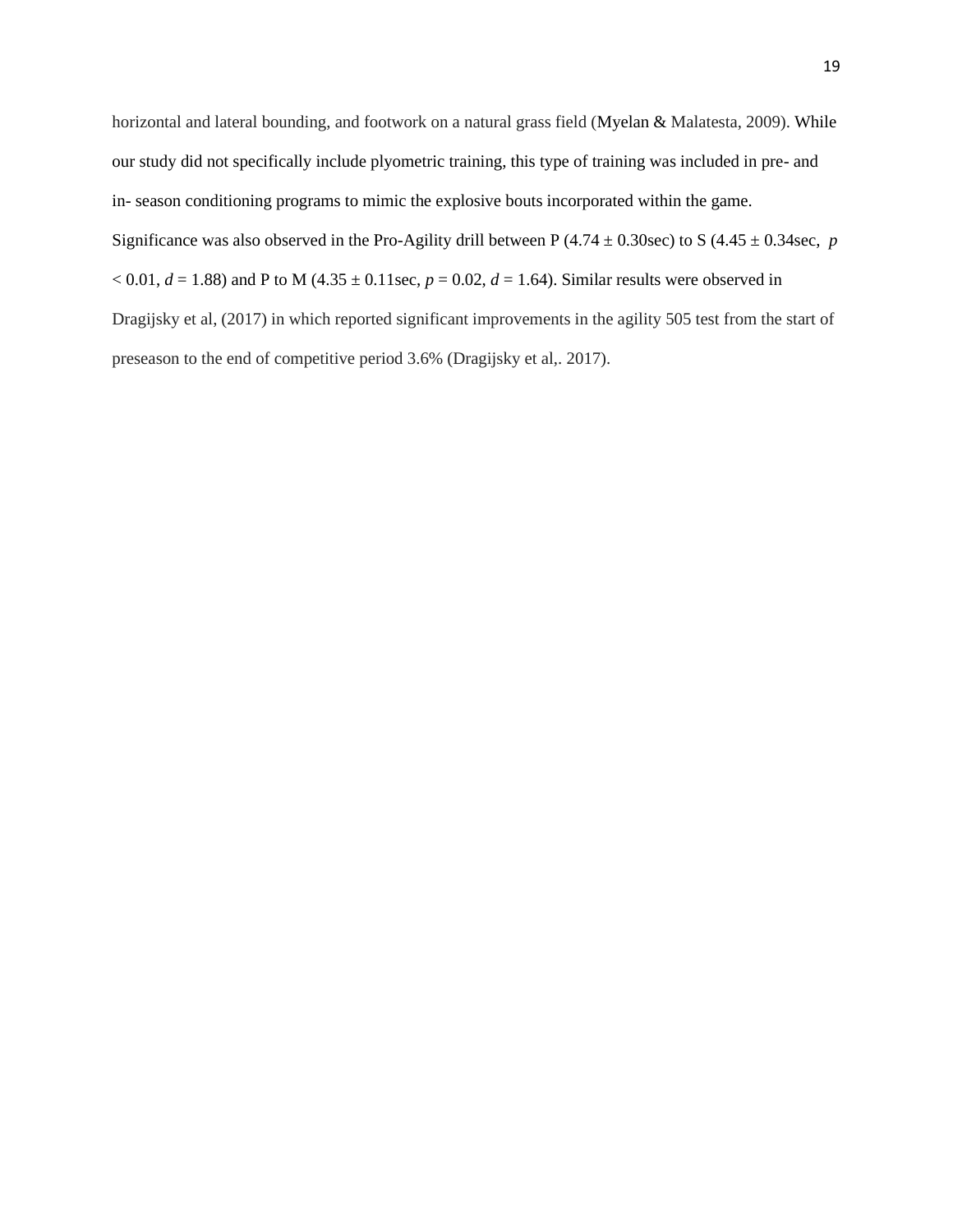horizontal and lateral bounding, and footwork on a natural grass field (Myelan & Malatesta, 2009). While our study did not specifically include plyometric training, this type of training was included in pre- and in- season conditioning programs to mimic the explosive bouts incorporated within the game. Significance was also observed in the Pro-Agility drill between P (4.74 ± 0.30sec) to S (4.45 ± 0.34sec, $p < 0.01$, $d = 1.88$) and P to M (4.35 ± 0.11sec, $p = 0.02$, $d = 1.64$). Similar results were observed in Dragijsky et al, (2017) in which reported significant improvements in the agility 505 test from the start of preseason to the end of competitive period 3.6% (Dragijsky et al,. 2017).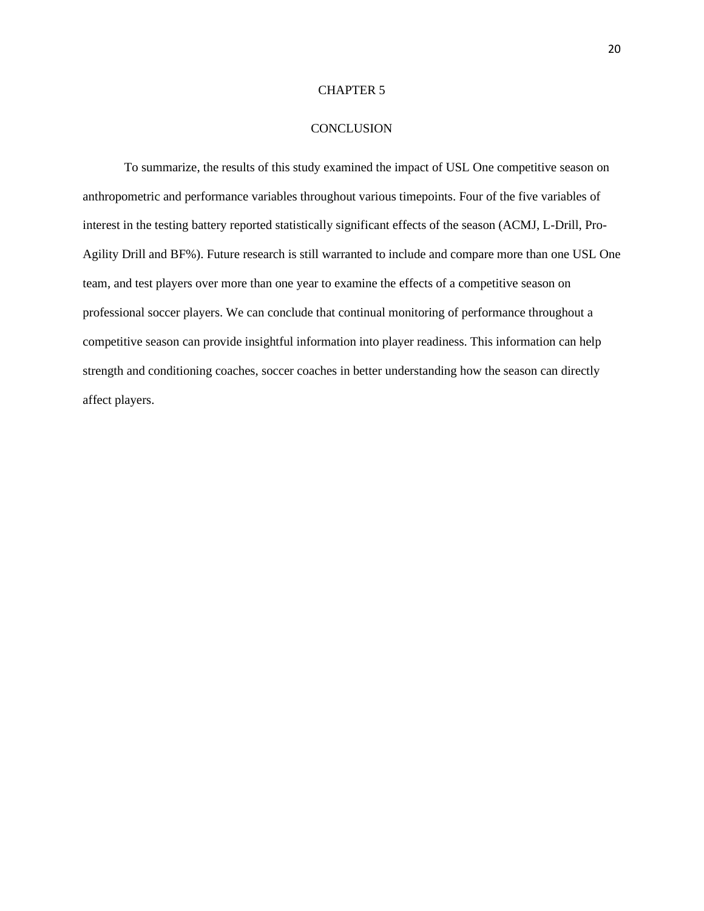# CHAPTER 5

## CONCLUSION

To summarize, the results of this study examined the impact of USL One competitive season on anthropometric and performance variables throughout various timepoints. Four of the five variables of interest in the testing battery reported statistically significant effects of the season (ACMJ, L-Drill, Pro-Agility Drill and BF%). Future research is still warranted to include and compare more than one USL One team, and test players over more than one year to examine the effects of a competitive season on professional soccer players. We can conclude that continual monitoring of performance throughout a competitive season can provide insightful information into player readiness. This information can help strength and conditioning coaches, soccer coaches in better understanding how the season can directly affect players.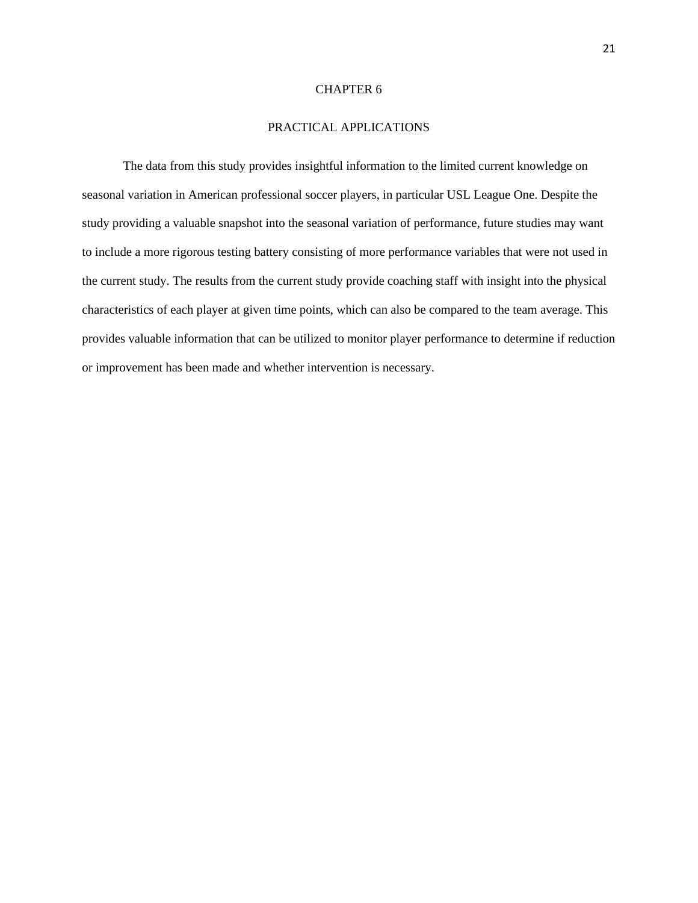# CHAPTER 6

## PRACTICAL APPLICATIONS

The data from this study provides insightful information to the limited current knowledge on seasonal variation in American professional soccer players, in particular USL League One. Despite the study providing a valuable snapshot into the seasonal variation of performance, future studies may want to include a more rigorous testing battery consisting of more performance variables that were not used in the current study. The results from the current study provide coaching staff with insight into the physical characteristics of each player at given time points, which can also be compared to the team average. This provides valuable information that can be utilized to monitor player performance to determine if reduction or improvement has been made and whether intervention is necessary.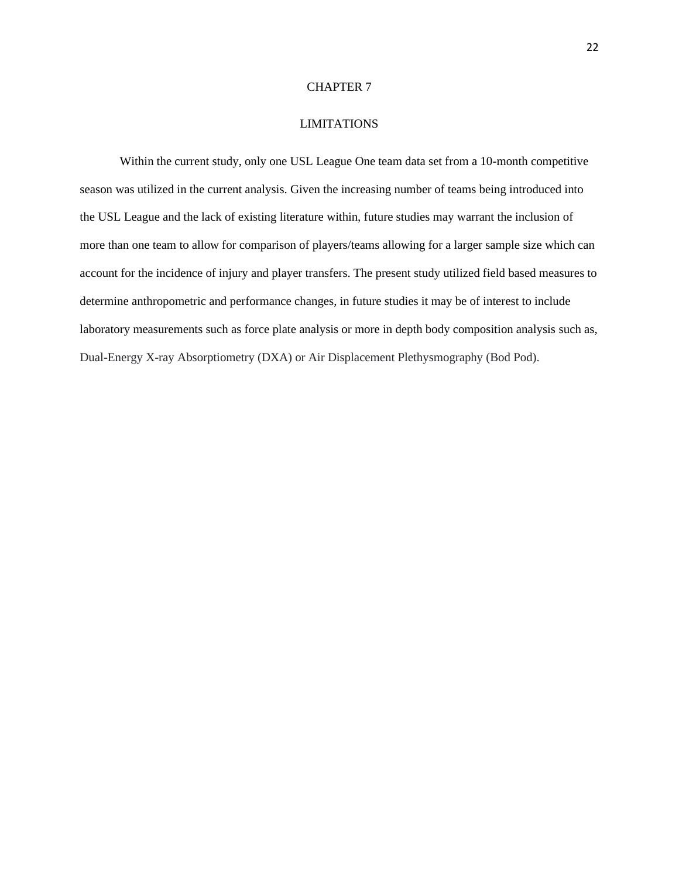# CHAPTER 7

## LIMITATIONS

Within the current study, only one USL League One team data set from a 10-month competitive season was utilized in the current analysis. Given the increasing number of teams being introduced into the USL League and the lack of existing literature within, future studies may warrant the inclusion of more than one team to allow for comparison of players/teams allowing for a larger sample size which can account for the incidence of injury and player transfers. The present study utilized field based measures to determine anthropometric and performance changes, in future studies it may be of interest to include laboratory measurements such as force plate analysis or more in depth body composition analysis such as, Dual-Energy X-ray Absorptiometry (DXA) or Air Displacement Plethysmography (Bod Pod).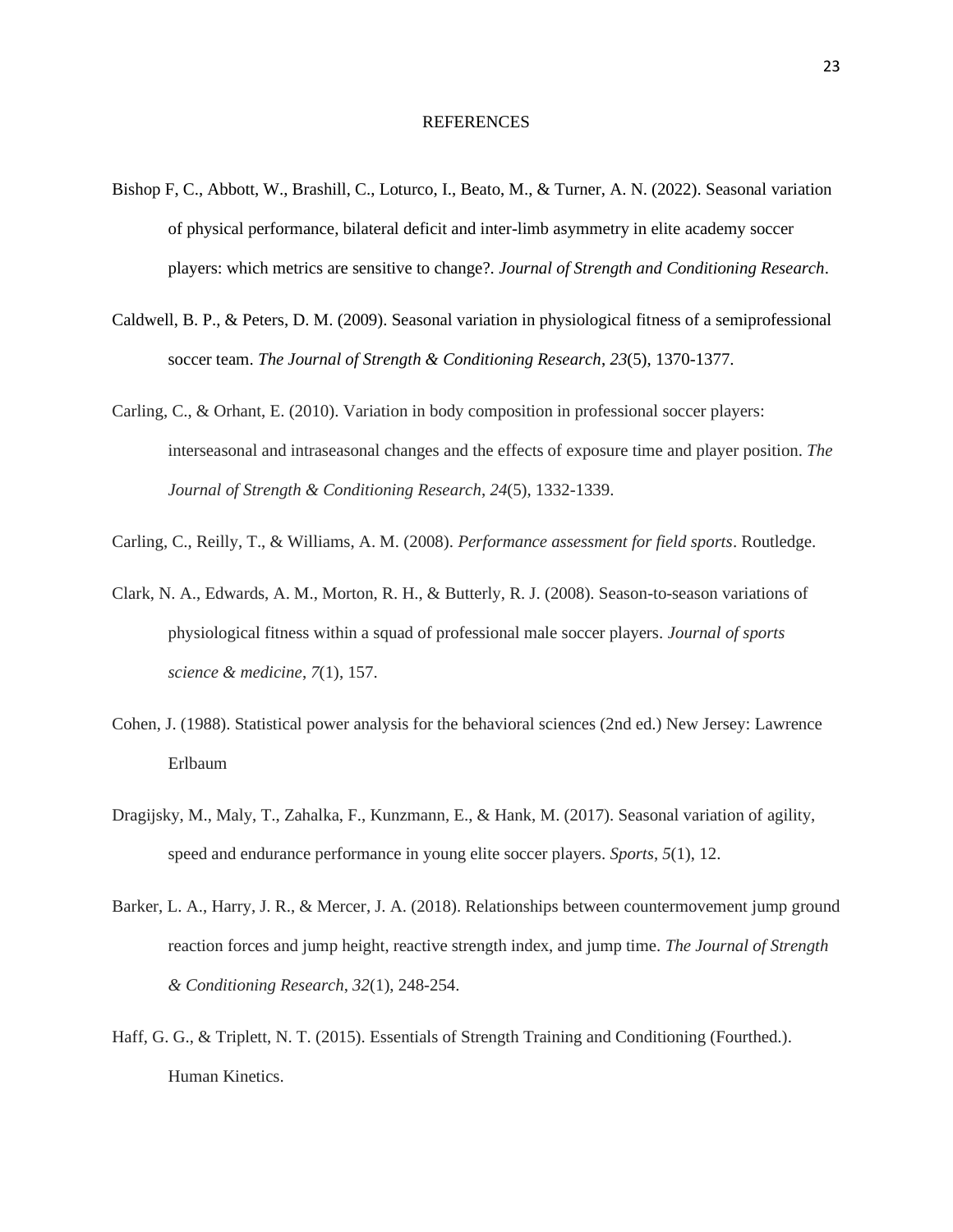# REFERENCES

Bishop F, C., Abbott, W., Brashill, C., Loturco, I., Beato, M., & Turner, A. N. (2022). Seasonal variation of physical performance, bilateral deficit and inter-limb asymmetry in elite academy soccer players: which metrics are sensitive to change?. *Journal of Strength and Conditioning Research*.

Caldwell, B. P., & Peters, D. M. (2009). Seasonal variation in physiological fitness of a semiprofessional soccer team. *The Journal of Strength & Conditioning Research*, *23*(5), 1370-1377.

Carling, C., & Orhant, E. (2010). Variation in body composition in professional soccer players: interseasonal and intraseasonal changes and the effects of exposure time and player position. *The Journal of Strength & Conditioning Research*, *24*(5), 1332-1339.

Carling, C., Reilly, T., & Williams, A. M. (2008). *Performance assessment for field sports*. Routledge.

Clark, N. A., Edwards, A. M., Morton, R. H., & Butterly, R. J. (2008). Season-to-season variations of physiological fitness within a squad of professional male soccer players. *Journal of sports science & medicine*, *7*(1), 157.

Cohen, J. (1988). Statistical power analysis for the behavioral sciences (2nd ed.) New Jersey: Lawrence Erlbaum

Dragijsky, M., Maly, T., Zahalka, F., Kunzmann, E., & Hank, M. (2017). Seasonal variation of agility, speed and endurance performance in young elite soccer players. *Sports*, *5*(1), 12.

Barker, L. A., Harry, J. R., & Mercer, J. A. (2018). Relationships between countermovement jump ground reaction forces and jump height, reactive strength index, and jump time. *The Journal of Strength & Conditioning Research*, *32*(1), 248-254.

Haff, G. G., & Triplett, N. T. (2015). Essentials of Strength Training and Conditioning (Fourthed.). Human Kinetics.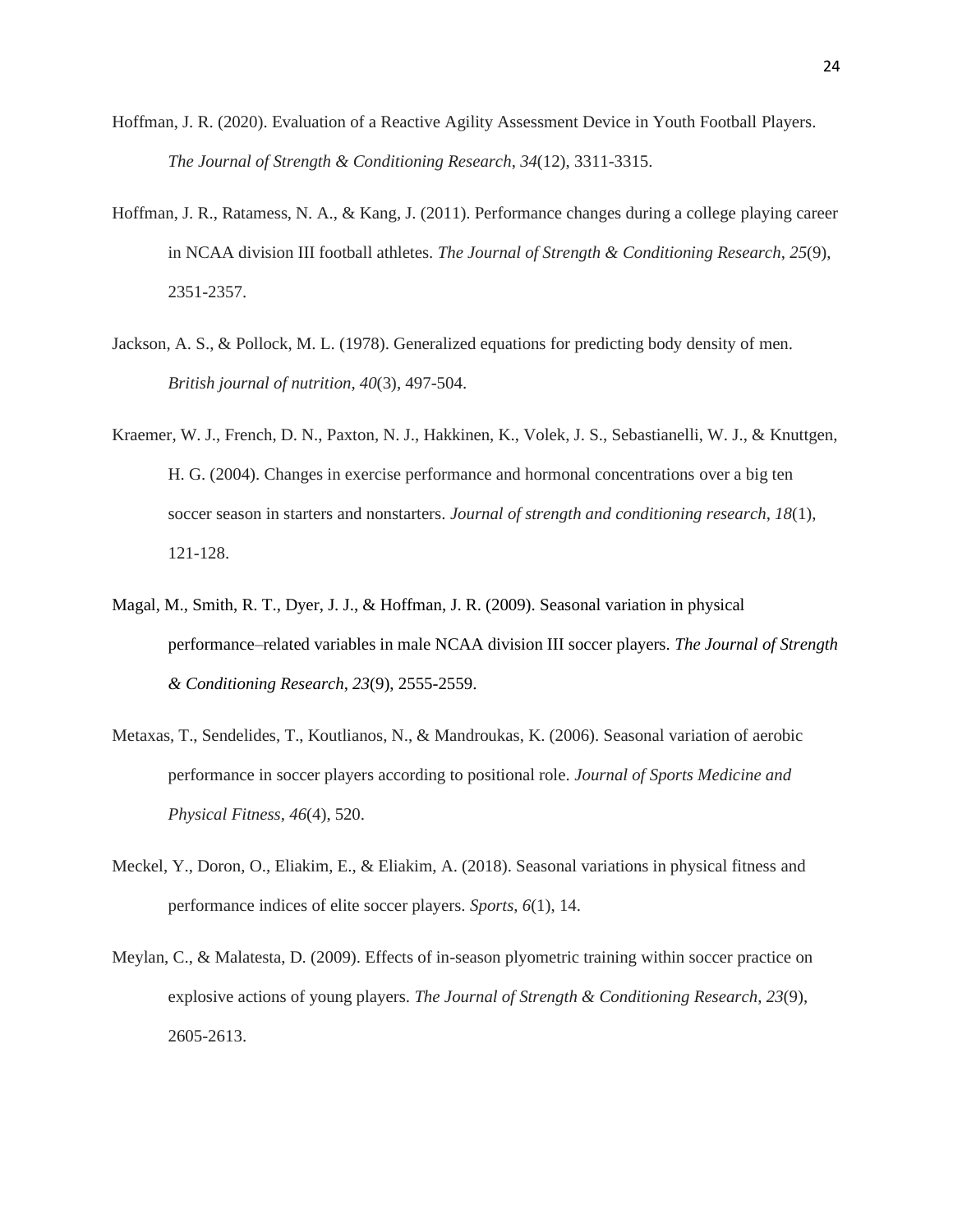Hoffman, J. R. (2020). Evaluation of a Reactive Agility Assessment Device in Youth Football Players. *The Journal of Strength & Conditioning Research*, *34*(12), 3311-3315.

Hoffman, J. R., Ratamess, N. A., & Kang, J. (2011). Performance changes during a college playing career in NCAA division III football athletes. *The Journal of Strength & Conditioning Research*, *25*(9), 2351-2357.

Jackson, A. S., & Pollock, M. L. (1978). Generalized equations for predicting body density of men. *British journal of nutrition*, *40*(3), 497-504.

Kraemer, W. J., French, D. N., Paxton, N. J., Hakkinen, K., Volek, J. S., Sebastianelli, W. J., & Knuttgen, H. G. (2004). Changes in exercise performance and hormonal concentrations over a big ten soccer season in starters and nonstarters. *Journal of strength and conditioning research*, *18*(1), 121-128.

Magal, M., Smith, R. T., Dyer, J. J., & Hoffman, J. R. (2009). Seasonal variation in physical performance–related variables in male NCAA division III soccer players. *The Journal of Strength & Conditioning Research*, *23*(9), 2555-2559.

Metaxas, T., Sendelides, T., Koutlianos, N., & Mandroukas, K. (2006). Seasonal variation of aerobic performance in soccer players according to positional role. *Journal of Sports Medicine and Physical Fitness*, *46*(4), 520.

Meckel, Y., Doron, O., Eliakim, E., & Eliakim, A. (2018). Seasonal variations in physical fitness and performance indices of elite soccer players. *Sports*, *6*(1), 14.

Meylan, C., & Malatesta, D. (2009). Effects of in-season plyometric training within soccer practice on explosive actions of young players. *The Journal of Strength & Conditioning Research*, *23*(9), 2605-2613.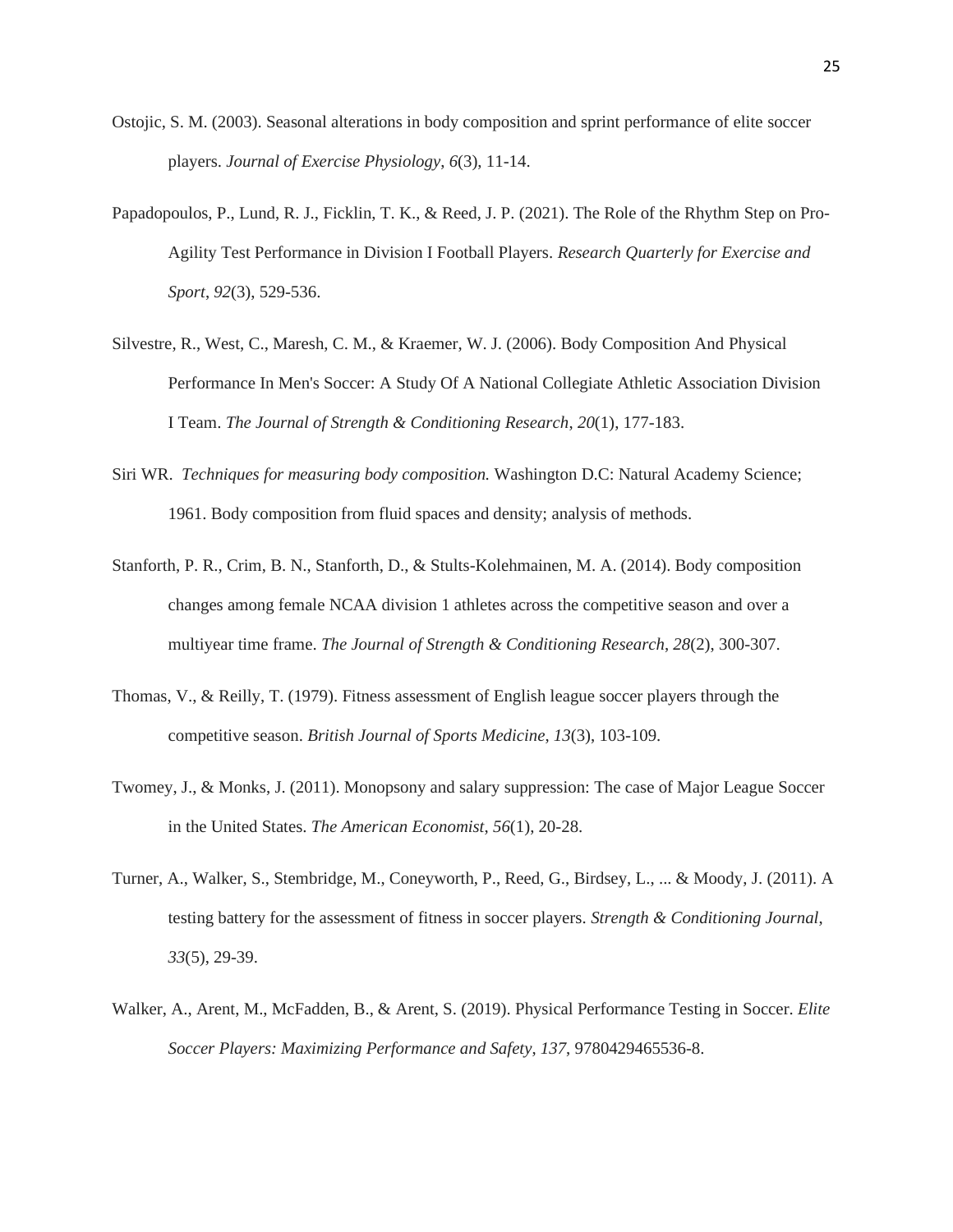Ostojic, S. M. (2003). Seasonal alterations in body composition and sprint performance of elite soccer players. *Journal of Exercise Physiology*, *6*(3), 11-14.

Papadopoulos, P., Lund, R. J., Ficklin, T. K., & Reed, J. P. (2021). The Role of the Rhythm Step on Pro-Agility Test Performance in Division I Football Players. *Research Quarterly for Exercise and Sport*, *92*(3), 529-536.

Silvestre, R., West, C., Maresh, C. M., & Kraemer, W. J. (2006). Body Composition And Physical Performance In Men's Soccer: A Study Of A National Collegiate Athletic Association Division I Team. *The Journal of Strength & Conditioning Research*, *20*(1), 177-183.

Siri WR. *Techniques for measuring body composition.* Washington D.C: Natural Academy Science; 1961. Body composition from fluid spaces and density; analysis of methods.

Stanforth, P. R., Crim, B. N., Stanforth, D., & Stults-Kolehmainen, M. A. (2014). Body composition changes among female NCAA division 1 athletes across the competitive season and over a multiyear time frame. *The Journal of Strength & Conditioning Research*, *28*(2), 300-307.

Thomas, V., & Reilly, T. (1979). Fitness assessment of English league soccer players through the competitive season. *British Journal of Sports Medicine*, *13*(3), 103-109.

Twomey, J., & Monks, J. (2011). Monopsony and salary suppression: The case of Major League Soccer in the United States. *The American Economist*, *56*(1), 20-28.

Turner, A., Walker, S., Stembridge, M., Coneyworth, P., Reed, G., Birdsey, L., ... & Moody, J. (2011). A testing battery for the assessment of fitness in soccer players. *Strength & Conditioning Journal*, *33*(5), 29-39.

Walker, A., Arent, M., McFadden, B., & Arent, S. (2019). Physical Performance Testing in Soccer. *Elite Soccer Players: Maximizing Performance and Safety*, *137*, 9780429465536-8.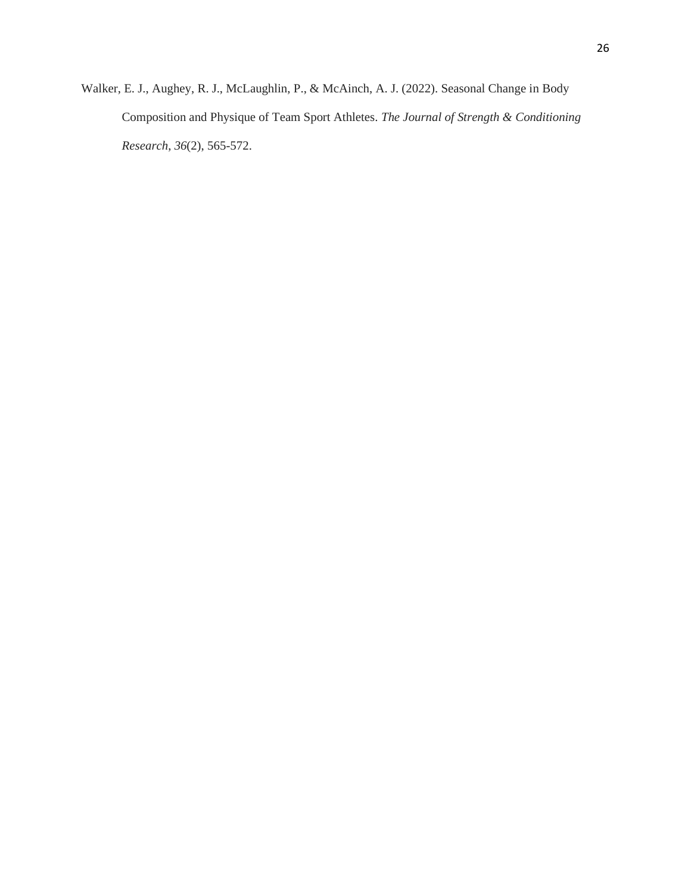Walker, E. J., Aughey, R. J., McLaughlin, P., & McAinch, A. J. (2022). Seasonal Change in Body Composition and Physique of Team Sport Athletes. *The Journal of Strength & Conditioning Research*, *36*(2), 565-572.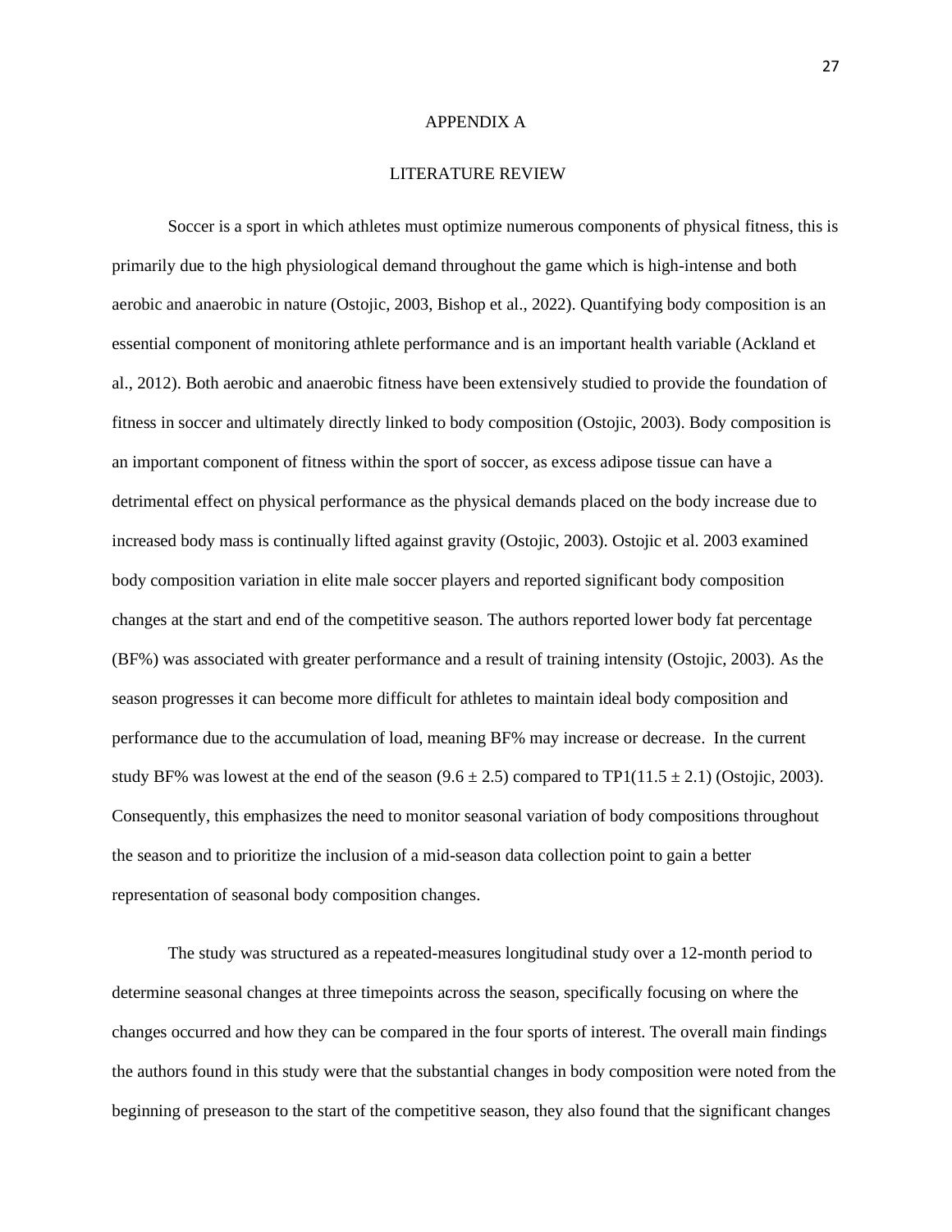# APPENDIX A

## LITERATURE REVIEW

Soccer is a sport in which athletes must optimize numerous components of physical fitness, this is primarily due to the high physiological demand throughout the game which is high-intense and both aerobic and anaerobic in nature (Ostojic, 2003, Bishop et al., 2022). Quantifying body composition is an essential component of monitoring athlete performance and is an important health variable (Ackland et al., 2012). Both aerobic and anaerobic fitness have been extensively studied to provide the foundation of fitness in soccer and ultimately directly linked to body composition (Ostojic, 2003). Body composition is an important component of fitness within the sport of soccer, as excess adipose tissue can have a detrimental effect on physical performance as the physical demands placed on the body increase due to increased body mass is continually lifted against gravity (Ostojic, 2003). Ostojic et al. 2003 examined body composition variation in elite male soccer players and reported significant body composition changes at the start and end of the competitive season. The authors reported lower body fat percentage (BF%) was associated with greater performance and a result of training intensity (Ostojic, 2003). As the season progresses it can become more difficult for athletes to maintain ideal body composition and performance due to the accumulation of load, meaning BF% may increase or decrease. In the current study BF% was lowest at the end of the season ($9.6 \pm 2.5$) compared to TP1($11.5 \pm 2.1$) (Ostojic, 2003). Consequently, this emphasizes the need to monitor seasonal variation of body compositions throughout the season and to prioritize the inclusion of a mid-season data collection point to gain a better representation of seasonal body composition changes.

The study was structured as a repeated-measures longitudinal study over a 12-month period to determine seasonal changes at three timepoints across the season, specifically focusing on where the changes occurred and how they can be compared in the four sports of interest. The overall main findings the authors found in this study were that the substantial changes in body composition were noted from the beginning of preseason to the start of the competitive season, they also found that the significant changes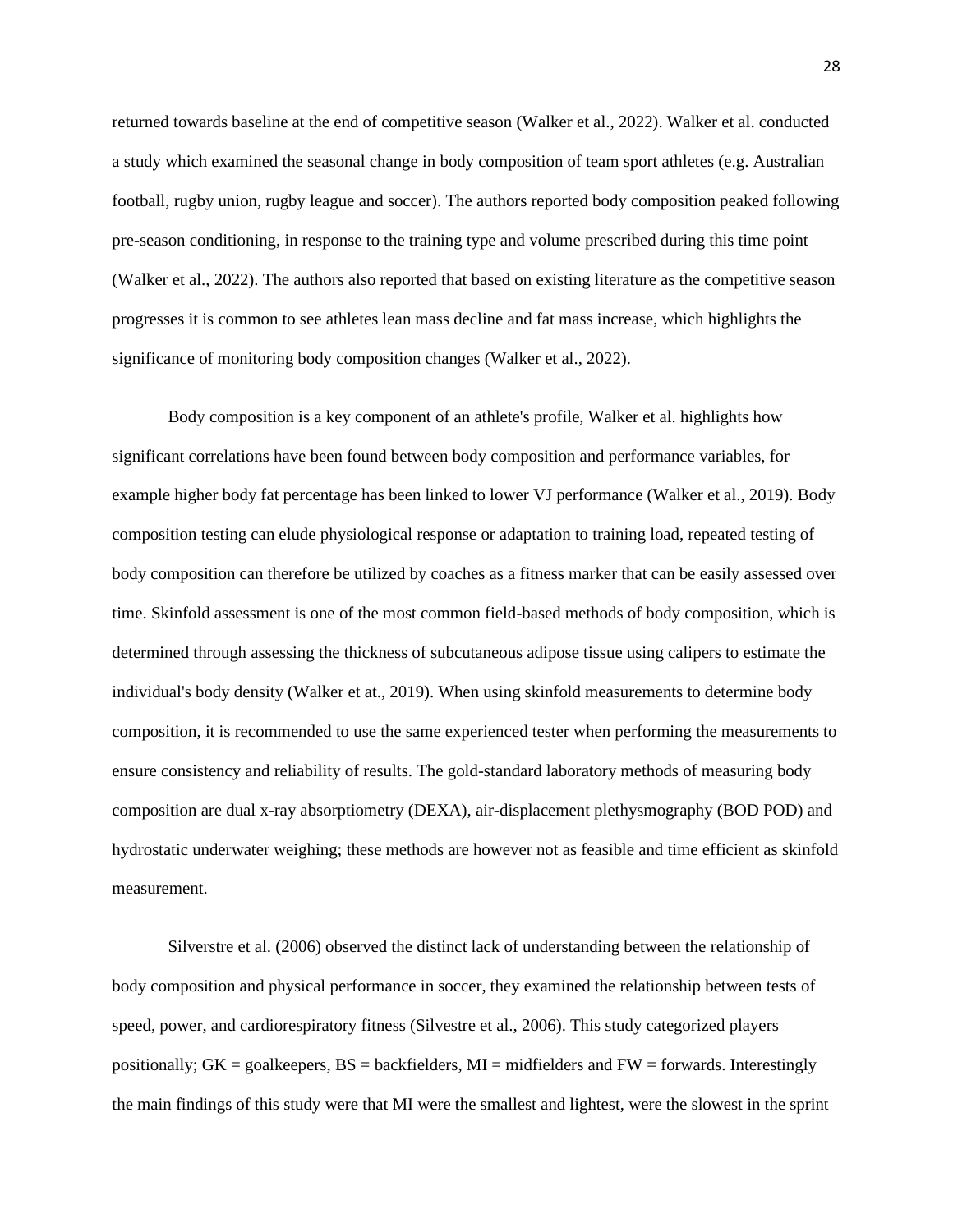returned towards baseline at the end of competitive season (Walker et al., 2022). Walker et al. conducted a study which examined the seasonal change in body composition of team sport athletes (e.g. Australian football, rugby union, rugby league and soccer). The authors reported body composition peaked following pre-season conditioning, in response to the training type and volume prescribed during this time point (Walker et al., 2022). The authors also reported that based on existing literature as the competitive season progresses it is common to see athletes lean mass decline and fat mass increase, which highlights the significance of monitoring body composition changes (Walker et al., 2022).

Body composition is a key component of an athlete's profile, Walker et al. highlights how significant correlations have been found between body composition and performance variables, for example higher body fat percentage has been linked to lower VJ performance (Walker et al., 2019). Body composition testing can elude physiological response or adaptation to training load, repeated testing of body composition can therefore be utilized by coaches as a fitness marker that can be easily assessed over time. Skinfold assessment is one of the most common field-based methods of body composition, which is determined through assessing the thickness of subcutaneous adipose tissue using calipers to estimate the individual's body density (Walker et at., 2019). When using skinfold measurements to determine body composition, it is recommended to use the same experienced tester when performing the measurements to ensure consistency and reliability of results. The gold-standard laboratory methods of measuring body composition are dual x-ray absorptiometry (DEXA), air-displacement plethysmography (BOD POD) and hydrostatic underwater weighing; these methods are however not as feasible and time efficient as skinfold measurement.

Silverstre et al. (2006) observed the distinct lack of understanding between the relationship of body composition and physical performance in soccer, they examined the relationship between tests of speed, power, and cardiorespiratory fitness (Silvestre et al., 2006). This study categorized players positionally; GK = goalkeepers, BS = backfielders, MI = midfielders and FW = forwards. Interestingly the main findings of this study were that MI were the smallest and lightest, were the slowest in the sprint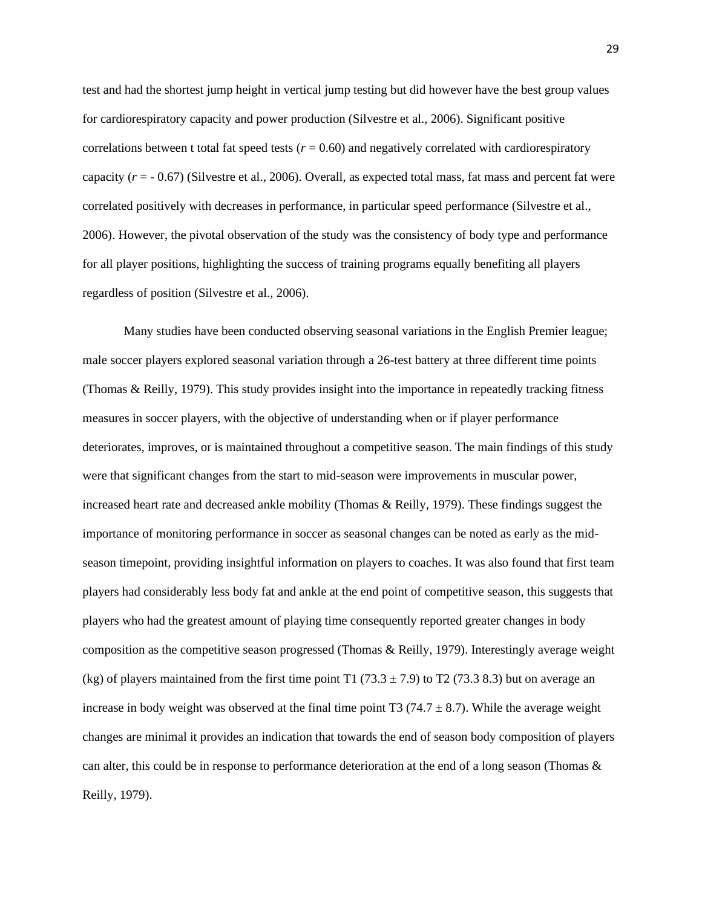test and had the shortest jump height in vertical jump testing but did however have the best group values for cardiorespiratory capacity and power production (Silvestre et al., 2006). Significant positive correlations between t total fat speed tests ($r = 0.60$) and negatively correlated with cardiorespiratory capacity ($r = -0.67$) (Silvestre et al., 2006). Overall, as expected total mass, fat mass and percent fat were correlated positively with decreases in performance, in particular speed performance (Silvestre et al., 2006). However, the pivotal observation of the study was the consistency of body type and performance for all player positions, highlighting the success of training programs equally benefiting all players regardless of position (Silvestre et al., 2006).

Many studies have been conducted observing seasonal variations in the English Premier league; male soccer players explored seasonal variation through a 26-test battery at three different time points (Thomas & Reilly, 1979). This study provides insight into the importance in repeatedly tracking fitness measures in soccer players, with the objective of understanding when or if player performance deteriorates, improves, or is maintained throughout a competitive season. The main findings of this study were that significant changes from the start to mid-season were improvements in muscular power, increased heart rate and decreased ankle mobility (Thomas & Reilly, 1979). These findings suggest the importance of monitoring performance in soccer as seasonal changes can be noted as early as the mid-season timepoint, providing insightful information on players to coaches. It was also found that first team players had considerably less body fat and ankle at the end point of competitive season, this suggests that players who had the greatest amount of playing time consequently reported greater changes in body composition as the competitive season progressed (Thomas & Reilly, 1979). Interestingly average weight (kg) of players maintained from the first time point T1 ($73.3 \pm 7.9$) to T2 (73.3 8.3) but on average an increase in body weight was observed at the final time point T3 ($74.7 \pm 8.7$). While the average weight changes are minimal it provides an indication that towards the end of season body composition of players can alter, this could be in response to performance deterioration at the end of a long season (Thomas & Reilly, 1979).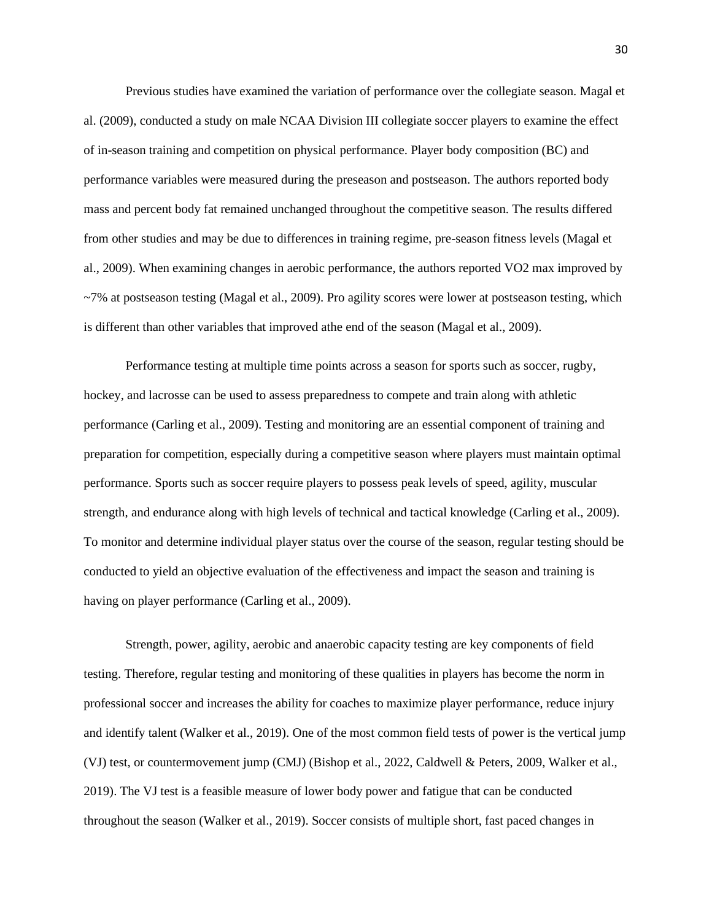Previous studies have examined the variation of performance over the collegiate season. Magal et al. (2009), conducted a study on male NCAA Division III collegiate soccer players to examine the effect of in-season training and competition on physical performance. Player body composition (BC) and performance variables were measured during the preseason and postseason. The authors reported body mass and percent body fat remained unchanged throughout the competitive season. The results differed from other studies and may be due to differences in training regime, pre-season fitness levels (Magal et al., 2009). When examining changes in aerobic performance, the authors reported VO2 max improved by ~7% at postseason testing (Magal et al., 2009). Pro agility scores were lower at postseason testing, which is different than other variables that improved athe end of the season (Magal et al., 2009).

Performance testing at multiple time points across a season for sports such as soccer, rugby, hockey, and lacrosse can be used to assess preparedness to compete and train along with athletic performance (Carling et al., 2009). Testing and monitoring are an essential component of training and preparation for competition, especially during a competitive season where players must maintain optimal performance. Sports such as soccer require players to possess peak levels of speed, agility, muscular strength, and endurance along with high levels of technical and tactical knowledge (Carling et al., 2009). To monitor and determine individual player status over the course of the season, regular testing should be conducted to yield an objective evaluation of the effectiveness and impact the season and training is having on player performance (Carling et al., 2009).

Strength, power, agility, aerobic and anaerobic capacity testing are key components of field testing. Therefore, regular testing and monitoring of these qualities in players has become the norm in professional soccer and increases the ability for coaches to maximize player performance, reduce injury and identify talent (Walker et al., 2019). One of the most common field tests of power is the vertical jump (VJ) test, or countermovement jump (CMJ) (Bishop et al., 2022, Caldwell & Peters, 2009, Walker et al., 2019). The VJ test is a feasible measure of lower body power and fatigue that can be conducted throughout the season (Walker et al., 2019). Soccer consists of multiple short, fast paced changes in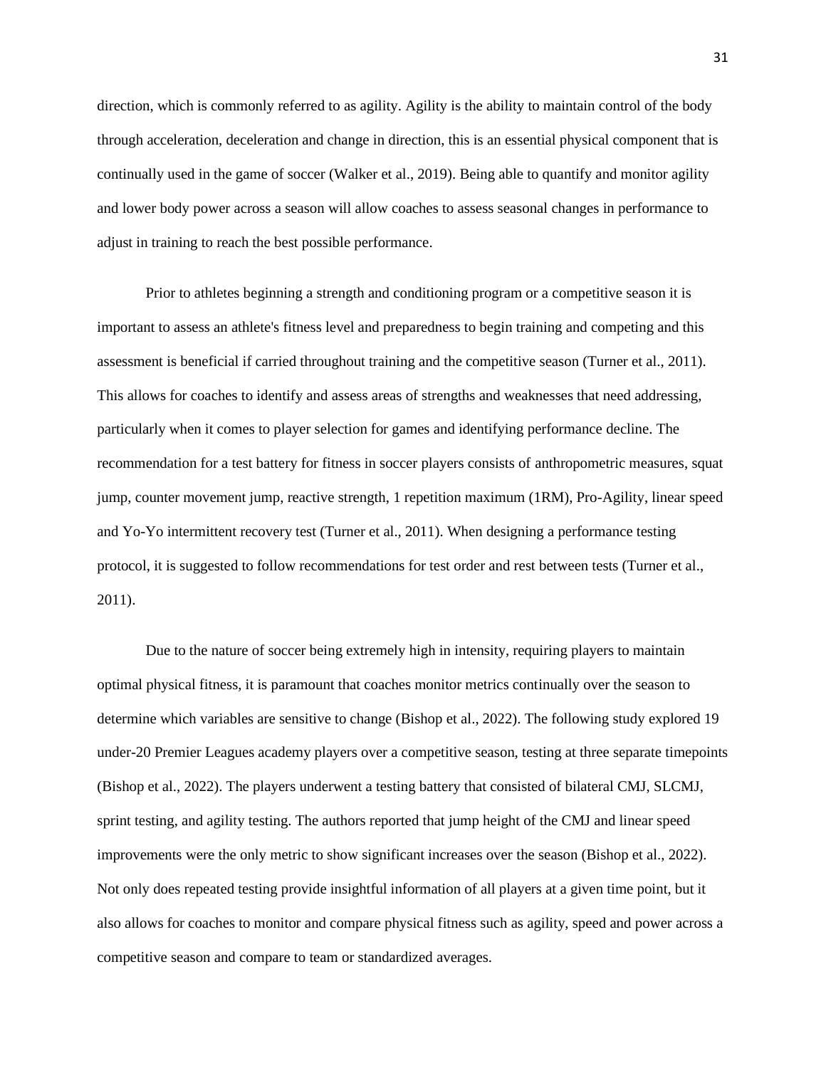direction, which is commonly referred to as agility. Agility is the ability to maintain control of the body through acceleration, deceleration and change in direction, this is an essential physical component that is continually used in the game of soccer (Walker et al., 2019). Being able to quantify and monitor agility and lower body power across a season will allow coaches to assess seasonal changes in performance to adjust in training to reach the best possible performance.

Prior to athletes beginning a strength and conditioning program or a competitive season it is important to assess an athlete's fitness level and preparedness to begin training and competing and this assessment is beneficial if carried throughout training and the competitive season (Turner et al., 2011). This allows for coaches to identify and assess areas of strengths and weaknesses that need addressing, particularly when it comes to player selection for games and identifying performance decline. The recommendation for a test battery for fitness in soccer players consists of anthropometric measures, squat jump, counter movement jump, reactive strength, 1 repetition maximum (1RM), Pro-Agility, linear speed and Yo-Yo intermittent recovery test (Turner et al., 2011). When designing a performance testing protocol, it is suggested to follow recommendations for test order and rest between tests (Turner et al., 2011).

Due to the nature of soccer being extremely high in intensity, requiring players to maintain optimal physical fitness, it is paramount that coaches monitor metrics continually over the season to determine which variables are sensitive to change (Bishop et al., 2022). The following study explored 19 under-20 Premier Leagues academy players over a competitive season, testing at three separate timepoints (Bishop et al., 2022). The players underwent a testing battery that consisted of bilateral CMJ, SLCMJ, sprint testing, and agility testing. The authors reported that jump height of the CMJ and linear speed improvements were the only metric to show significant increases over the season (Bishop et al., 2022). Not only does repeated testing provide insightful information of all players at a given time point, but it also allows for coaches to monitor and compare physical fitness such as agility, speed and power across a competitive season and compare to team or standardized averages.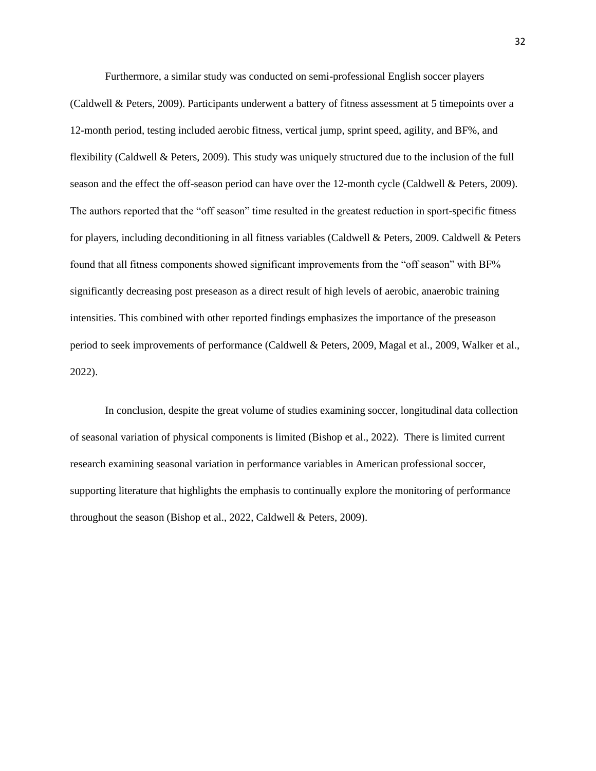Furthermore, a similar study was conducted on semi-professional English soccer players (Caldwell & Peters, 2009). Participants underwent a battery of fitness assessment at 5 timepoints over a 12-month period, testing included aerobic fitness, vertical jump, sprint speed, agility, and BF%, and flexibility (Caldwell & Peters, 2009). This study was uniquely structured due to the inclusion of the full season and the effect the off-season period can have over the 12-month cycle (Caldwell & Peters, 2009). The authors reported that the "off season" time resulted in the greatest reduction in sport-specific fitness for players, including deconditioning in all fitness variables (Caldwell & Peters, 2009. Caldwell & Peters found that all fitness components showed significant improvements from the "off season" with BF% significantly decreasing post preseason as a direct result of high levels of aerobic, anaerobic training intensities. This combined with other reported findings emphasizes the importance of the preseason period to seek improvements of performance (Caldwell & Peters, 2009, Magal et al., 2009, Walker et al., 2022).

In conclusion, despite the great volume of studies examining soccer, longitudinal data collection of seasonal variation of physical components is limited (Bishop et al., 2022). There is limited current research examining seasonal variation in performance variables in American professional soccer, supporting literature that highlights the emphasis to continually explore the monitoring of performance throughout the season (Bishop et al., 2022, Caldwell & Peters, 2009).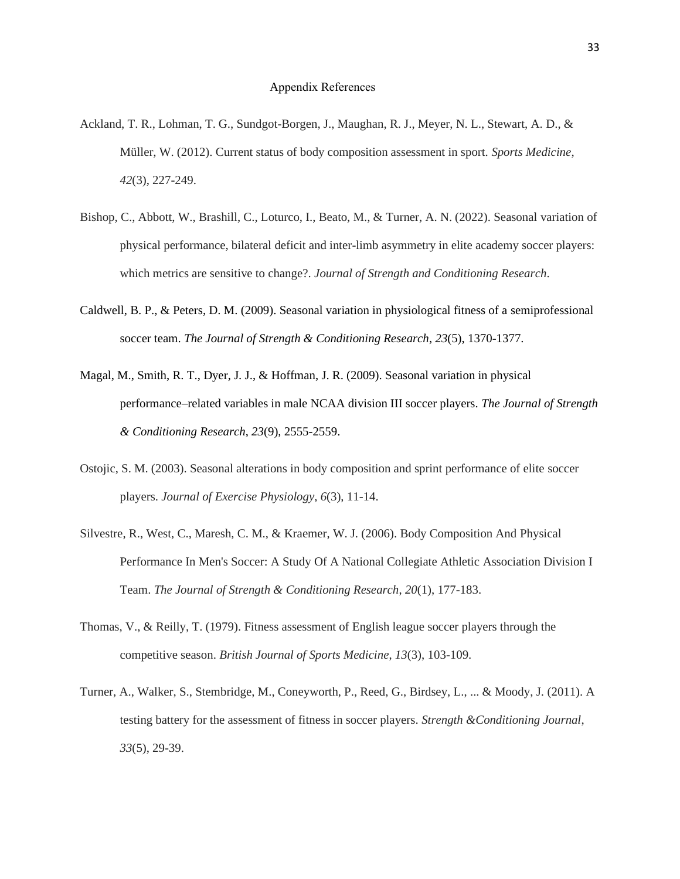# Appendix References

Ackland, T. R., Lohman, T. G., Sundgot-Borgen, J., Maughan, R. J., Meyer, N. L., Stewart, A. D., & Müller, W. (2012). Current status of body composition assessment in sport. *Sports Medicine*, *42*(3), 227-249.

Bishop, C., Abbott, W., Brashill, C., Loturco, I., Beato, M., & Turner, A. N. (2022). Seasonal variation of physical performance, bilateral deficit and inter-limb asymmetry in elite academy soccer players: which metrics are sensitive to change?. *Journal of Strength and Conditioning Research*.

Caldwell, B. P., & Peters, D. M. (2009). Seasonal variation in physiological fitness of a semiprofessional soccer team. *The Journal of Strength & Conditioning Research*, *23*(5), 1370-1377.

Magal, M., Smith, R. T., Dyer, J. J., & Hoffman, J. R. (2009). Seasonal variation in physical performance–related variables in male NCAA division III soccer players. *The Journal of Strength & Conditioning Research*, *23*(9), 2555-2559.

Ostojic, S. M. (2003). Seasonal alterations in body composition and sprint performance of elite soccer players. *Journal of Exercise Physiology*, *6*(3), 11-14.

Silvestre, R., West, C., Maresh, C. M., & Kraemer, W. J. (2006). Body Composition And Physical Performance In Men's Soccer: A Study Of A National Collegiate Athletic Association Division I Team. *The Journal of Strength & Conditioning Research*, *20*(1), 177-183.

Thomas, V., & Reilly, T. (1979). Fitness assessment of English league soccer players through the competitive season. *British Journal of Sports Medicine*, *13*(3), 103-109.

Turner, A., Walker, S., Stembridge, M., Coneyworth, P., Reed, G., Birdsey, L., ... & Moody, J. (2011). A testing battery for the assessment of fitness in soccer players. *Strength &Conditioning Journal*, *33*(5), 29-39.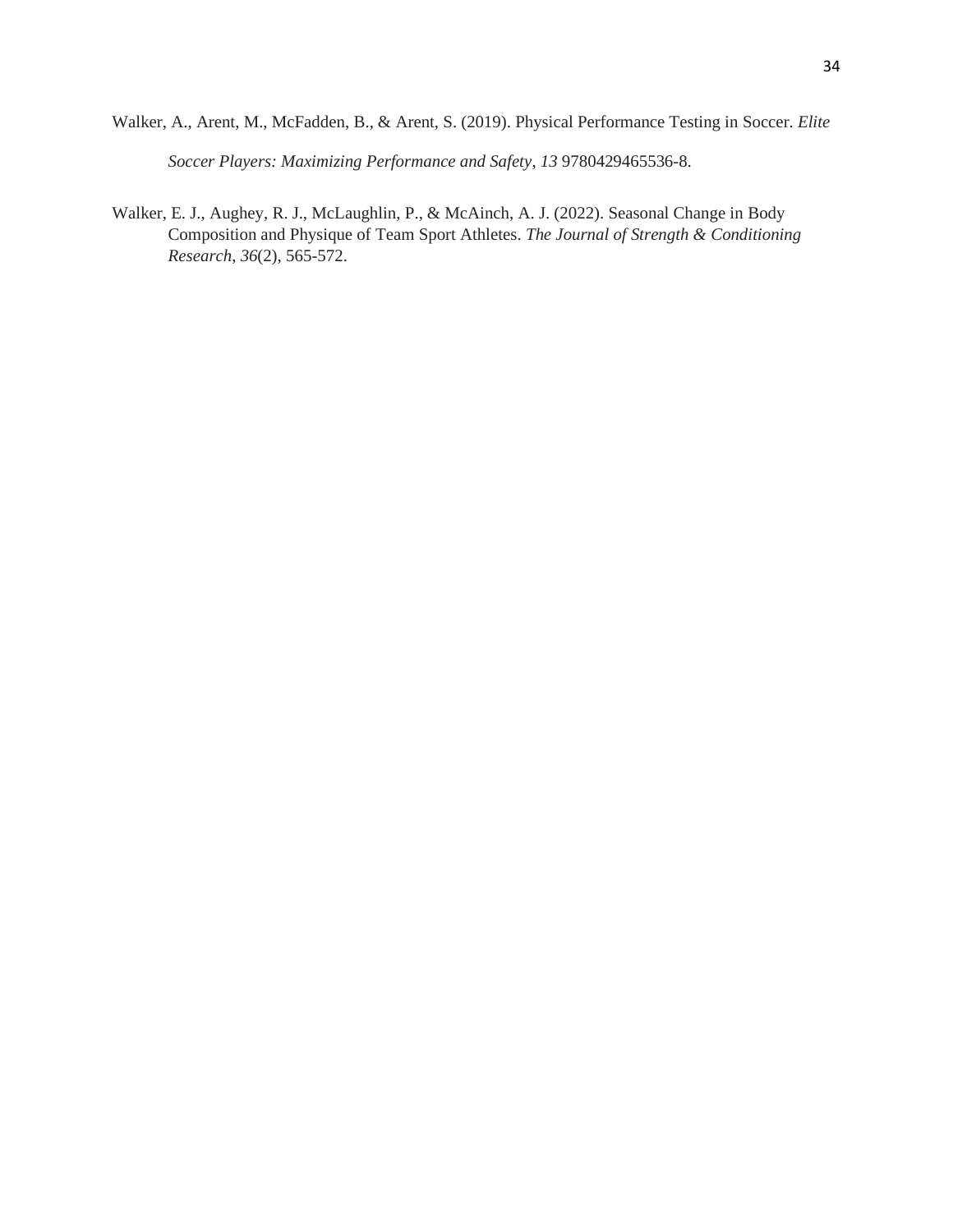Walker, A., Arent, M., McFadden, B., & Arent, S. (2019). Physical Performance Testing in Soccer. *Elite Soccer Players: Maximizing Performance and Safety*, *13* 9780429465536-8.

Walker, E. J., Aughey, R. J., McLaughlin, P., & McAinch, A. J. (2022). Seasonal Change in Body Composition and Physique of Team Sport Athletes. *The Journal of Strength & Conditioning Research*, *36*(2), 565-572.